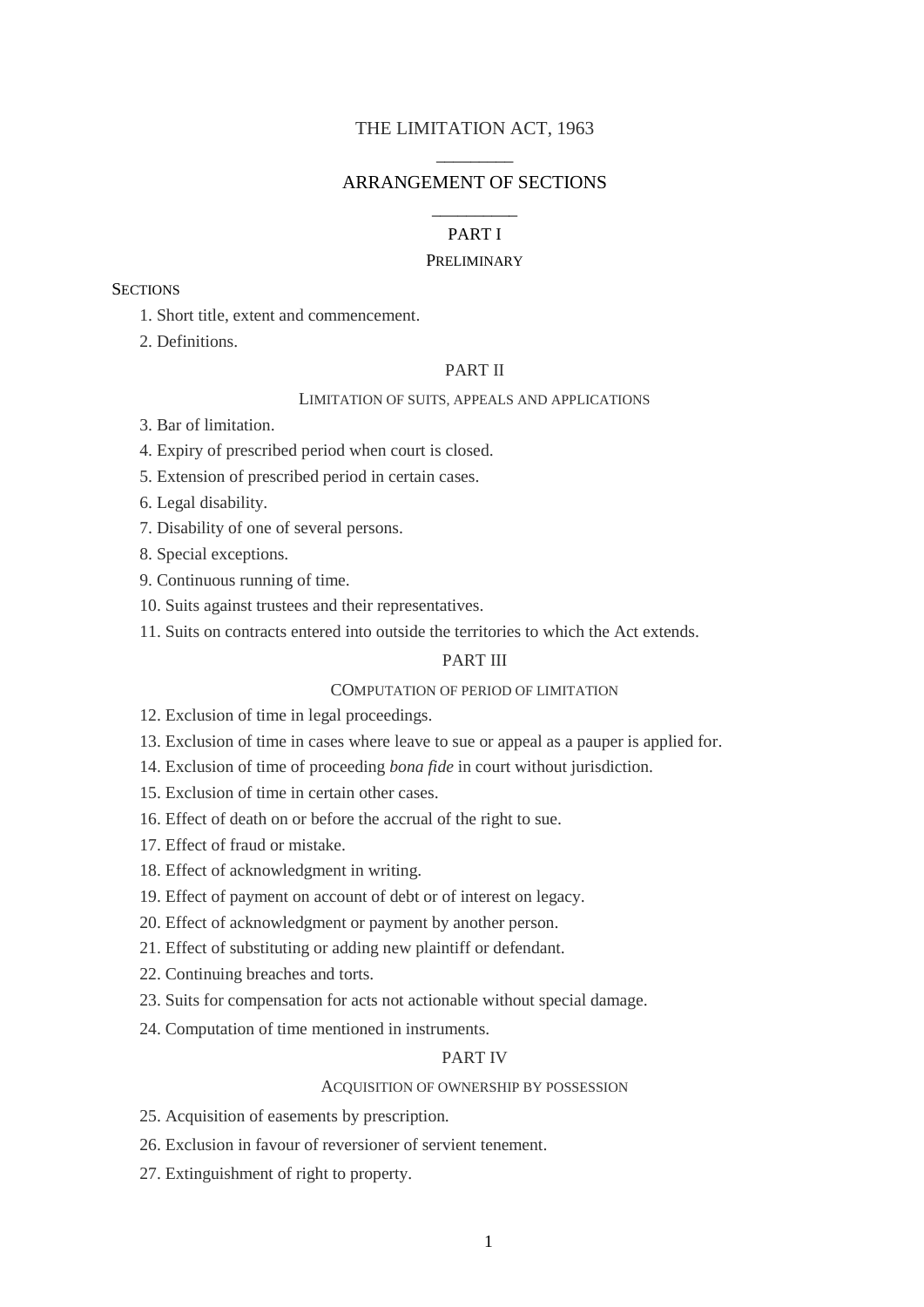# THE LIMITATION ACT, 1963

## ARRANGEMENT OF SECTIONS

### PART I

PRELIMINARY

SECTIONS

1. Short title, extent and commencement.
2. Definitions.

### PART II

LIMITATION OF SUITS, APPEALS AND APPLICATIONS

3. Bar of limitation.
4. Expiry of prescribed period when court is closed.
5. Extension of prescribed period in certain cases.
6. Legal disability.
7. Disability of one of several persons.
8. Special exceptions.
9. Continuous running of time.
10. Suits against trustees and their representatives.
11. Suits on contracts entered into outside the territories to which the Act extends.

### PART III

COMPUTATION OF PERIOD OF LIMITATION

12. Exclusion of time in legal proceedings.
13. Exclusion of time in cases where leave to sue or appeal as a pauper is applied for.
14. Exclusion of time of proceeding *bona fide* in court without jurisdiction.
15. Exclusion of time in certain other cases.
16. Effect of death on or before the accrual of the right to sue.
17. Effect of fraud or mistake.
18. Effect of acknowledgment in writing.
19. Effect of payment on account of debt or of interest on legacy.
20. Effect of acknowledgment or payment by another person.
21. Effect of substituting or adding new plaintiff or defendant.
22. Continuing breaches and torts.
23. Suits for compensation for acts not actionable without special damage.
24. Computation of time mentioned in instruments.

### PART IV

ACQUISITION OF OWNERSHIP BY POSSESSION

25. Acquisition of easements by prescription.
26. Exclusion in favour of reversioner of servient tenement.
27. Extinguishment of right to property.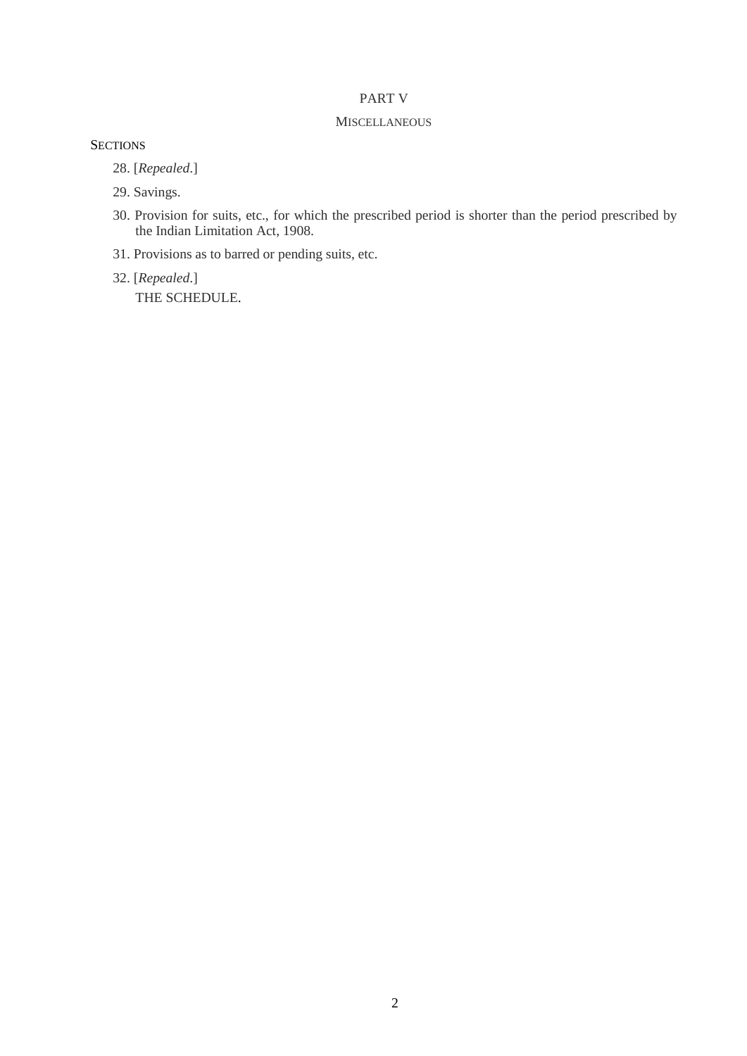# PART V

## MISCELLANEOUS

SECTIONS

28. [*Repealed*.]

29. Savings.

30. Provision for suits, etc., for which the prescribed period is shorter than the period prescribed by the Indian Limitation Act, 1908.

31. Provisions as to barred or pending suits, etc.

32. [*Repealed*.]

THE SCHEDULE.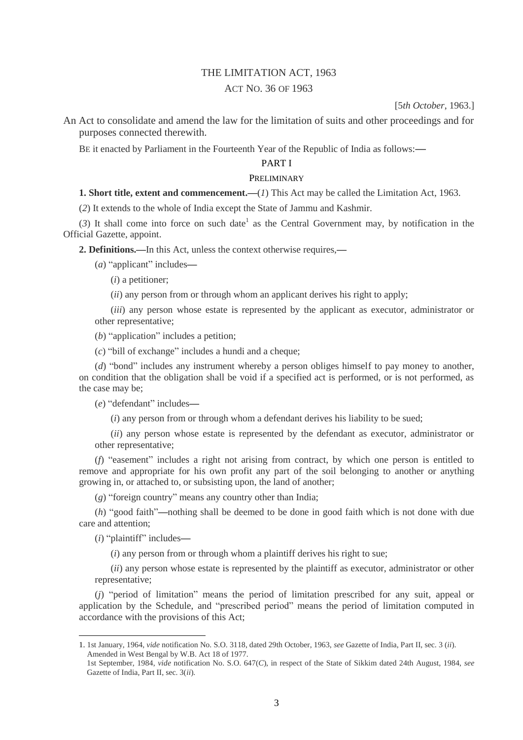# THE LIMITATION ACT, 1963

## ACT NO. 36 OF 1963

[5*th October*, 1963.]

An Act to consolidate and amend the law for the limitation of suits and other proceedings and for purposes connected therewith.

BE it enacted by Parliament in the Fourteenth Year of the Republic of India as follows:**—**

## PART I

## PRELIMINARY

**1. Short title, extent and commencement.—**(*1*) This Act may be called the Limitation Act, 1963.

(*2*) It extends to the whole of India except the State of Jammu and Kashmir.

(*3*) It shall come into force on such date[1] as the Central Government may, by notification in the Official Gazette, appoint.

**2. Definitions.—**In this Act, unless the context otherwise requires,**—**

(*a*) "applicant" includes**—**

(*i*) a petitioner;

(*ii*) any person from or through whom an applicant derives his right to apply;

(*iii*) any person whose estate is represented by the applicant as executor, administrator or other representative;

(*b*) "application" includes a petition;

(*c*) "bill of exchange" includes a hundi and a cheque;

(*d*) "bond" includes any instrument whereby a person obliges himself to pay money to another, on condition that the obligation shall be void if a specified act is performed, or is not performed, as the case may be;

(*e*) "defendant" includes**—**

(*i*) any person from or through whom a defendant derives his liability to be sued;

(*ii*) any person whose estate is represented by the defendant as executor, administrator or other representative;

(*f*) "easement" includes a right not arising from contract, by which one person is entitled to remove and appropriate for his own profit any part of the soil belonging to another or anything growing in, or attached to, or subsisting upon, the land of another;

(*g*) "foreign country" means any country other than India;

(*h*) "good faith"**—**nothing shall be deemed to be done in good faith which is not done with due care and attention;

(*i*) "plaintiff" includes**—**

(*i*) any person from or through whom a plaintiff derives his right to sue;

(*ii*) any person whose estate is represented by the plaintiff as executor, administrator or other representative;

(*j*) "period of limitation" means the period of limitation prescribed for any suit, appeal or application by the Schedule, and "prescribed period" means the period of limitation computed in accordance with the provisions of this Act;

---

1. 1st January, 1964, *vide* notification No. S.O. 3118, dated 29th October, 1963, *see* Gazette of India, Part II, sec. 3 (*ii*). Amended in West Bengal by W.B. Act 18 of 1977.
   1st September, 1984, *vide* notification No. S.O. 647(*C*), in respect of the State of Sikkim dated 24th August, 1984, *see* Gazette of India, Part II, sec. 3(*ii*).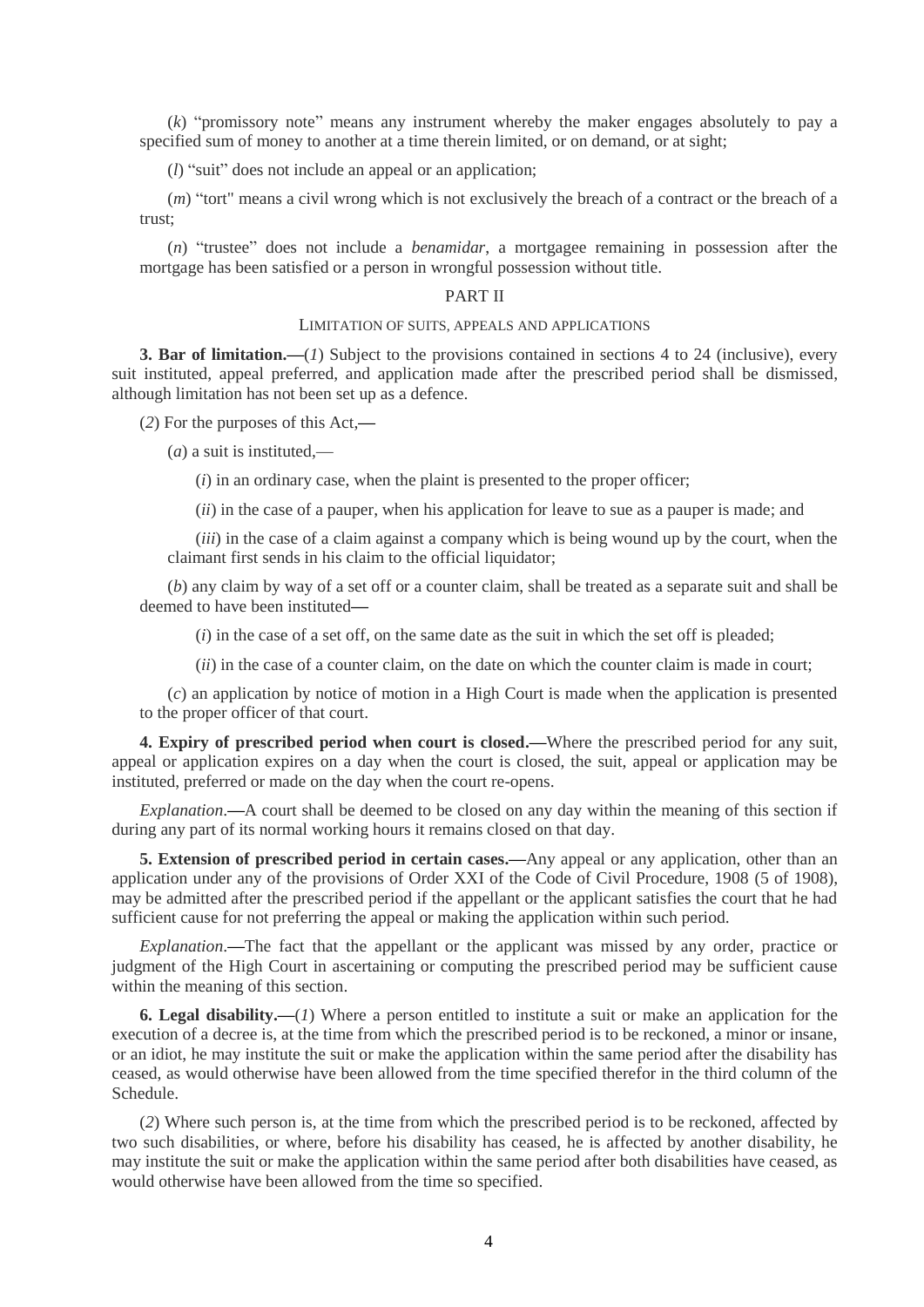(*k*) "promissory note" means any instrument whereby the maker engages absolutely to pay a specified sum of money to another at a time therein limited, or on demand, or at sight;

(*l*) "suit" does not include an appeal or an application;

(*m*) "tort" means a civil wrong which is not exclusively the breach of a contract or the breach of a trust;

(*n*) "trustee" does not include a *benamidar*, a mortgagee remaining in possession after the mortgage has been satisfied or a person in wrongful possession without title.

## PART II

### LIMITATION OF SUITS, APPEALS AND APPLICATIONS

**3. Bar of limitation.—**(*1*) Subject to the provisions contained in sections 4 to 24 (inclusive), every suit instituted, appeal preferred, and application made after the prescribed period shall be dismissed, although limitation has not been set up as a defence.

(*2*) For the purposes of this Act,—

(*a*) a suit is instituted,—

(*i*) in an ordinary case, when the plaint is presented to the proper officer;

(*ii*) in the case of a pauper, when his application for leave to sue as a pauper is made; and

(*iii*) in the case of a claim against a company which is being wound up by the court, when the claimant first sends in his claim to the official liquidator;

(*b*) any claim by way of a set off or a counter claim, shall be treated as a separate suit and shall be deemed to have been instituted—

(*i*) in the case of a set off, on the same date as the suit in which the set off is pleaded;

(*ii*) in the case of a counter claim, on the date on which the counter claim is made in court;

(*c*) an application by notice of motion in a High Court is made when the application is presented to the proper officer of that court.

**4. Expiry of prescribed period when court is closed.—**Where the prescribed period for any suit, appeal or application expires on a day when the court is closed, the suit, appeal or application may be instituted, preferred or made on the day when the court re-opens.

*Explanation*.—A court shall be deemed to be closed on any day within the meaning of this section if during any part of its normal working hours it remains closed on that day.

**5. Extension of prescribed period in certain cases.—**Any appeal or any application, other than an application under any of the provisions of Order XXI of the Code of Civil Procedure, 1908 (5 of 1908), may be admitted after the prescribed period if the appellant or the applicant satisfies the court that he had sufficient cause for not preferring the appeal or making the application within such period.

*Explanation*.—The fact that the appellant or the applicant was missed by any order, practice or judgment of the High Court in ascertaining or computing the prescribed period may be sufficient cause within the meaning of this section.

**6. Legal disability.—**(*1*) Where a person entitled to institute a suit or make an application for the execution of a decree is, at the time from which the prescribed period is to be reckoned, a minor or insane, or an idiot, he may institute the suit or make the application within the same period after the disability has ceased, as would otherwise have been allowed from the time specified therefor in the third column of the Schedule.

(*2*) Where such person is, at the time from which the prescribed period is to be reckoned, affected by two such disabilities, or where, before his disability has ceased, he is affected by another disability, he may institute the suit or make the application within the same period after both disabilities have ceased, as would otherwise have been allowed from the time so specified.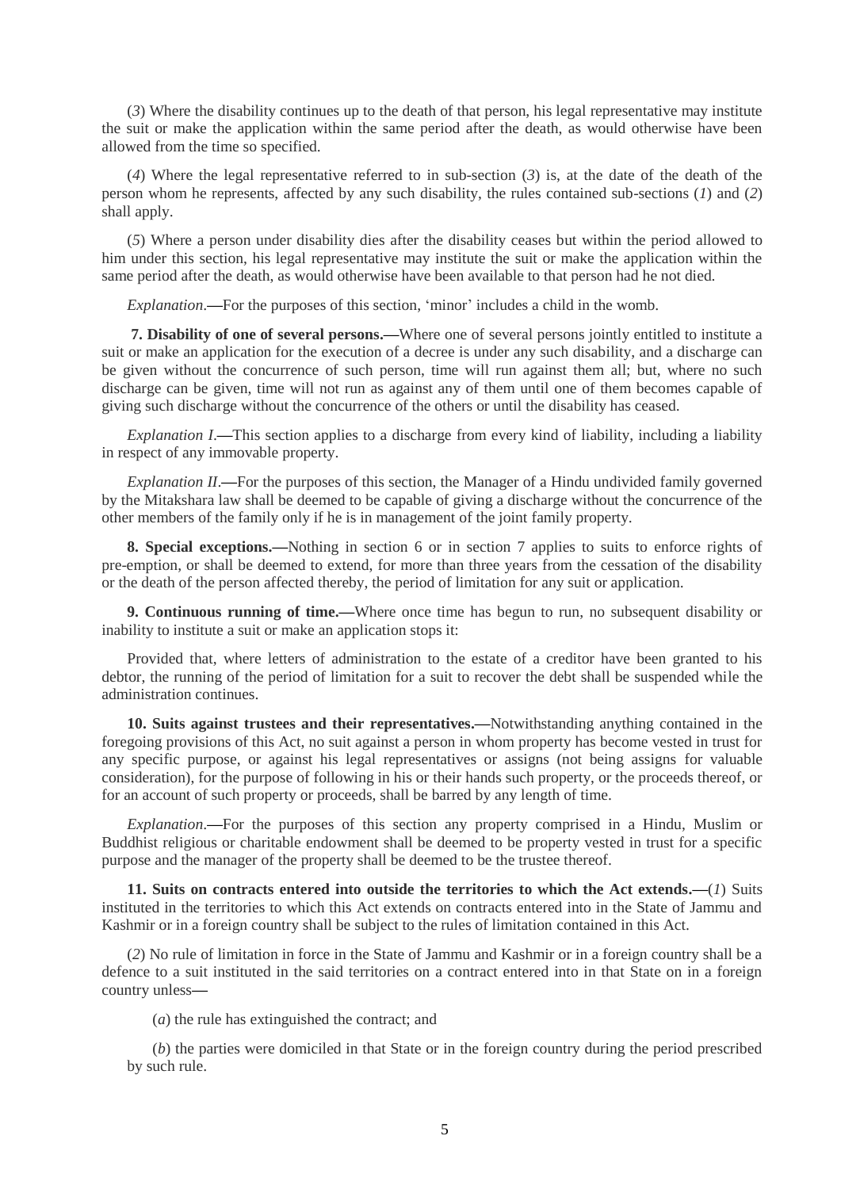(*3*) Where the disability continues up to the death of that person, his legal representative may institute the suit or make the application within the same period after the death, as would otherwise have been allowed from the time so specified.

(*4*) Where the legal representative referred to in sub-section (*3*) is, at the date of the death of the person whom he represents, affected by any such disability, the rules contained sub-sections (*1*) and (*2*) shall apply.

(*5*) Where a person under disability dies after the disability ceases but within the period allowed to him under this section, his legal representative may institute the suit or make the application within the same period after the death, as would otherwise have been available to that person had he not died.

*Explanation*.**—**For the purposes of this section, 'minor' includes a child in the womb.

**7. Disability of one of several persons.—**Where one of several persons jointly entitled to institute a suit or make an application for the execution of a decree is under any such disability, and a discharge can be given without the concurrence of such person, time will run against them all; but, where no such discharge can be given, time will not run as against any of them until one of them becomes capable of giving such discharge without the concurrence of the others or until the disability has ceased.

*Explanation I*.**—**This section applies to a discharge from every kind of liability, including a liability in respect of any immovable property.

*Explanation II*.**—**For the purposes of this section, the Manager of a Hindu undivided family governed by the Mitakshara law shall be deemed to be capable of giving a discharge without the concurrence of the other members of the family only if he is in management of the joint family property.

**8. Special exceptions.—**Nothing in section 6 or in section 7 applies to suits to enforce rights of pre-emption, or shall be deemed to extend, for more than three years from the cessation of the disability or the death of the person affected thereby, the period of limitation for any suit or application.

**9. Continuous running of time.—**Where once time has begun to run, no subsequent disability or inability to institute a suit or make an application stops it:

Provided that, where letters of administration to the estate of a creditor have been granted to his debtor, the running of the period of limitation for a suit to recover the debt shall be suspended while the administration continues.

**10. Suits against trustees and their representatives.—**Notwithstanding anything contained in the foregoing provisions of this Act, no suit against a person in whom property has become vested in trust for any specific purpose, or against his legal representatives or assigns (not being assigns for valuable consideration), for the purpose of following in his or their hands such property, or the proceeds thereof, or for an account of such property or proceeds, shall be barred by any length of time.

*Explanation*.**—**For the purposes of this section any property comprised in a Hindu, Muslim or Buddhist religious or charitable endowment shall be deemed to be property vested in trust for a specific purpose and the manager of the property shall be deemed to be the trustee thereof.

**11. Suits on contracts entered into outside the territories to which the Act extends.—**(*1*) Suits instituted in the territories to which this Act extends on contracts entered into in the State of Jammu and Kashmir or in a foreign country shall be subject to the rules of limitation contained in this Act.

(*2*) No rule of limitation in force in the State of Jammu and Kashmir or in a foreign country shall be a defence to a suit instituted in the said territories on a contract entered into in that State on in a foreign country unless**—**

(*a*) the rule has extinguished the contract; and

(*b*) the parties were domiciled in that State or in the foreign country during the period prescribed by such rule.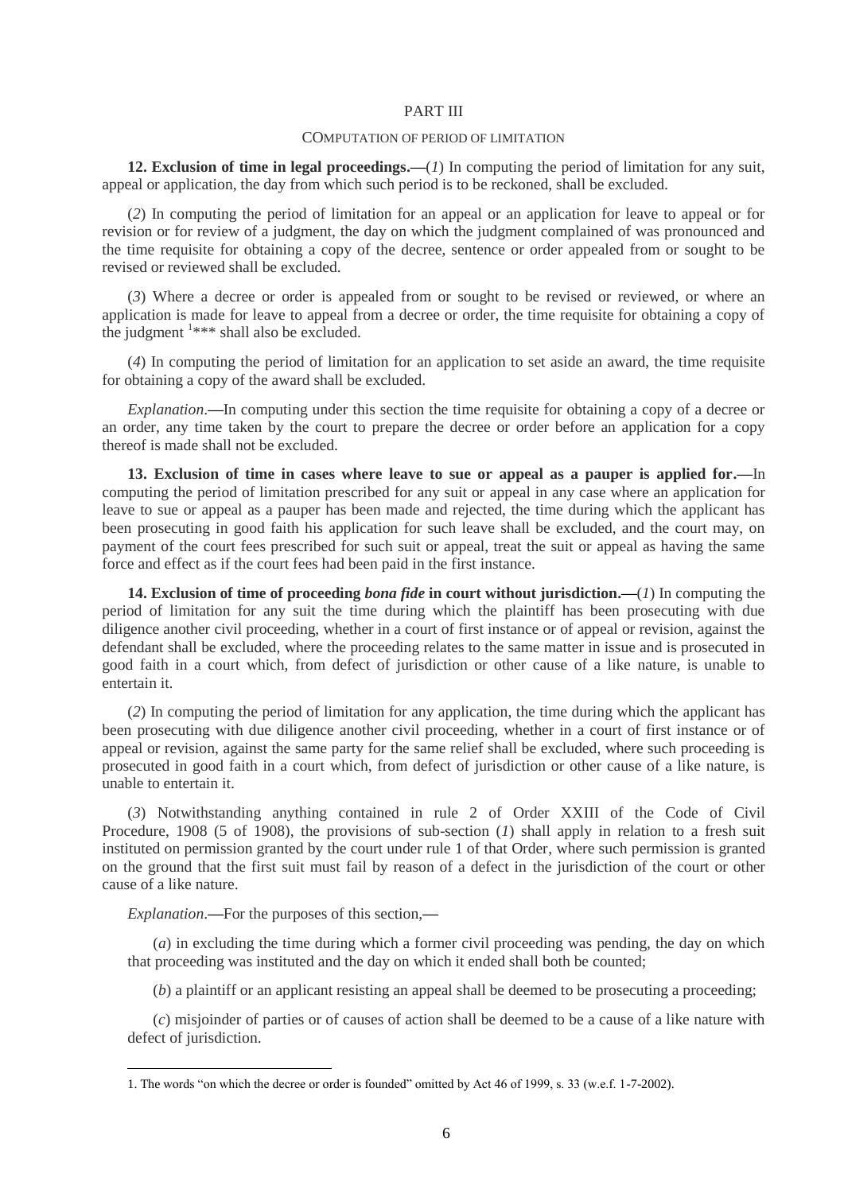## PART III

### COMPUTATION OF PERIOD OF LIMITATION

**12. Exclusion of time in legal proceedings.—**(*1*) In computing the period of limitation for any suit, appeal or application, the day from which such period is to be reckoned, shall be excluded.

(*2*) In computing the period of limitation for an appeal or an application for leave to appeal or for revision or for review of a judgment, the day on which the judgment complained of was pronounced and the time requisite for obtaining a copy of the decree, sentence or order appealed from or sought to be revised or reviewed shall be excluded.

(*3*) Where a decree or order is appealed from or sought to be revised or reviewed, or where an application is made for leave to appeal from a decree or order, the time requisite for obtaining a copy of the judgment [1]*** shall also be excluded.

(*4*) In computing the period of limitation for an application to set aside an award, the time requisite for obtaining a copy of the award shall be excluded.

*Explanation*.—In computing under this section the time requisite for obtaining a copy of a decree or an order, any time taken by the court to prepare the decree or order before an application for a copy thereof is made shall not be excluded.

**13. Exclusion of time in cases where leave to sue or appeal as a pauper is applied for.—**In computing the period of limitation prescribed for any suit or appeal in any case where an application for leave to sue or appeal as a pauper has been made and rejected, the time during which the applicant has been prosecuting in good faith his application for such leave shall be excluded, and the court may, on payment of the court fees prescribed for such suit or appeal, treat the suit or appeal as having the same force and effect as if the court fees had been paid in the first instance.

**14. Exclusion of time of proceeding *bona fide* in court without jurisdiction.—**(*1*) In computing the period of limitation for any suit the time during which the plaintiff has been prosecuting with due diligence another civil proceeding, whether in a court of first instance or of appeal or revision, against the defendant shall be excluded, where the proceeding relates to the same matter in issue and is prosecuted in good faith in a court which, from defect of jurisdiction or other cause of a like nature, is unable to entertain it.

(*2*) In computing the period of limitation for any application, the time during which the applicant has been prosecuting with due diligence another civil proceeding, whether in a court of first instance or of appeal or revision, against the same party for the same relief shall be excluded, where such proceeding is prosecuted in good faith in a court which, from defect of jurisdiction or other cause of a like nature, is unable to entertain it.

(*3*) Notwithstanding anything contained in rule 2 of Order XXIII of the Code of Civil Procedure, 1908 (5 of 1908), the provisions of sub-section (*1*) shall apply in relation to a fresh suit instituted on permission granted by the court under rule 1 of that Order, where such permission is granted on the ground that the first suit must fail by reason of a defect in the jurisdiction of the court or other cause of a like nature.

*Explanation*.—For the purposes of this section,—

(*a*) in excluding the time during which a former civil proceeding was pending, the day on which that proceeding was instituted and the day on which it ended shall both be counted;

(*b*) a plaintiff or an applicant resisting an appeal shall be deemed to be prosecuting a proceeding;

(*c*) misjoinder of parties or of causes of action shall be deemed to be a cause of a like nature with defect of jurisdiction.

---

1. The words "on which the decree or order is founded" omitted by Act 46 of 1999, s. 33 (w.e.f. 1-7-2002).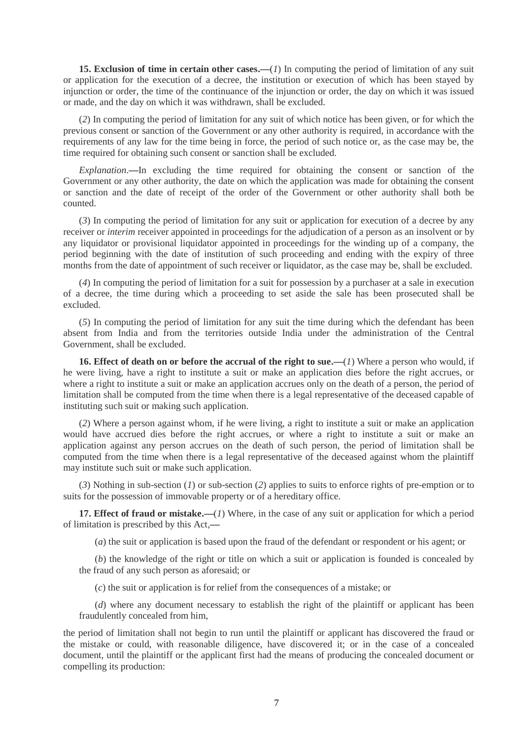**15. Exclusion of time in certain other cases.—**(*1*) In computing the period of limitation of any suit or application for the execution of a decree, the institution or execution of which has been stayed by injunction or order, the time of the continuance of the injunction or order, the day on which it was issued or made, and the day on which it was withdrawn, shall be excluded.

(*2*) In computing the period of limitation for any suit of which notice has been given, or for which the previous consent or sanction of the Government or any other authority is required, in accordance with the requirements of any law for the time being in force, the period of such notice or, as the case may be, the time required for obtaining such consent or sanction shall be excluded.

*Explanation*.—In excluding the time required for obtaining the consent or sanction of the Government or any other authority, the date on which the application was made for obtaining the consent or sanction and the date of receipt of the order of the Government or other authority shall both be counted.

(*3*) In computing the period of limitation for any suit or application for execution of a decree by any receiver or *interim* receiver appointed in proceedings for the adjudication of a person as an insolvent or by any liquidator or provisional liquidator appointed in proceedings for the winding up of a company, the period beginning with the date of institution of such proceeding and ending with the expiry of three months from the date of appointment of such receiver or liquidator, as the case may be, shall be excluded.

(*4*) In computing the period of limitation for a suit for possession by a purchaser at a sale in execution of a decree, the time during which a proceeding to set aside the sale has been prosecuted shall be excluded.

(*5*) In computing the period of limitation for any suit the time during which the defendant has been absent from India and from the territories outside India under the administration of the Central Government, shall be excluded.

**16. Effect of death on or before the accrual of the right to sue.—**(*1*) Where a person who would, if he were living, have a right to institute a suit or make an application dies before the right accrues, or where a right to institute a suit or make an application accrues only on the death of a person, the period of limitation shall be computed from the time when there is a legal representative of the deceased capable of instituting such suit or making such application.

(*2*) Where a person against whom, if he were living, a right to institute a suit or make an application would have accrued dies before the right accrues, or where a right to institute a suit or make an application against any person accrues on the death of such person, the period of limitation shall be computed from the time when there is a legal representative of the deceased against whom the plaintiff may institute such suit or make such application.

(*3*) Nothing in sub-section (*1*) or sub-section (*2*) applies to suits to enforce rights of pre-emption or to suits for the possession of immovable property or of a hereditary office.

**17. Effect of fraud or mistake.—**(*1*) Where, in the case of any suit or application for which a period of limitation is prescribed by this Act,—

(*a*) the suit or application is based upon the fraud of the defendant or respondent or his agent; or

(*b*) the knowledge of the right or title on which a suit or application is founded is concealed by the fraud of any such person as aforesaid; or

(*c*) the suit or application is for relief from the consequences of a mistake; or

(*d*) where any document necessary to establish the right of the plaintiff or applicant has been fraudulently concealed from him,

the period of limitation shall not begin to run until the plaintiff or applicant has discovered the fraud or the mistake or could, with reasonable diligence, have discovered it; or in the case of a concealed document, until the plaintiff or the applicant first had the means of producing the concealed document or compelling its production: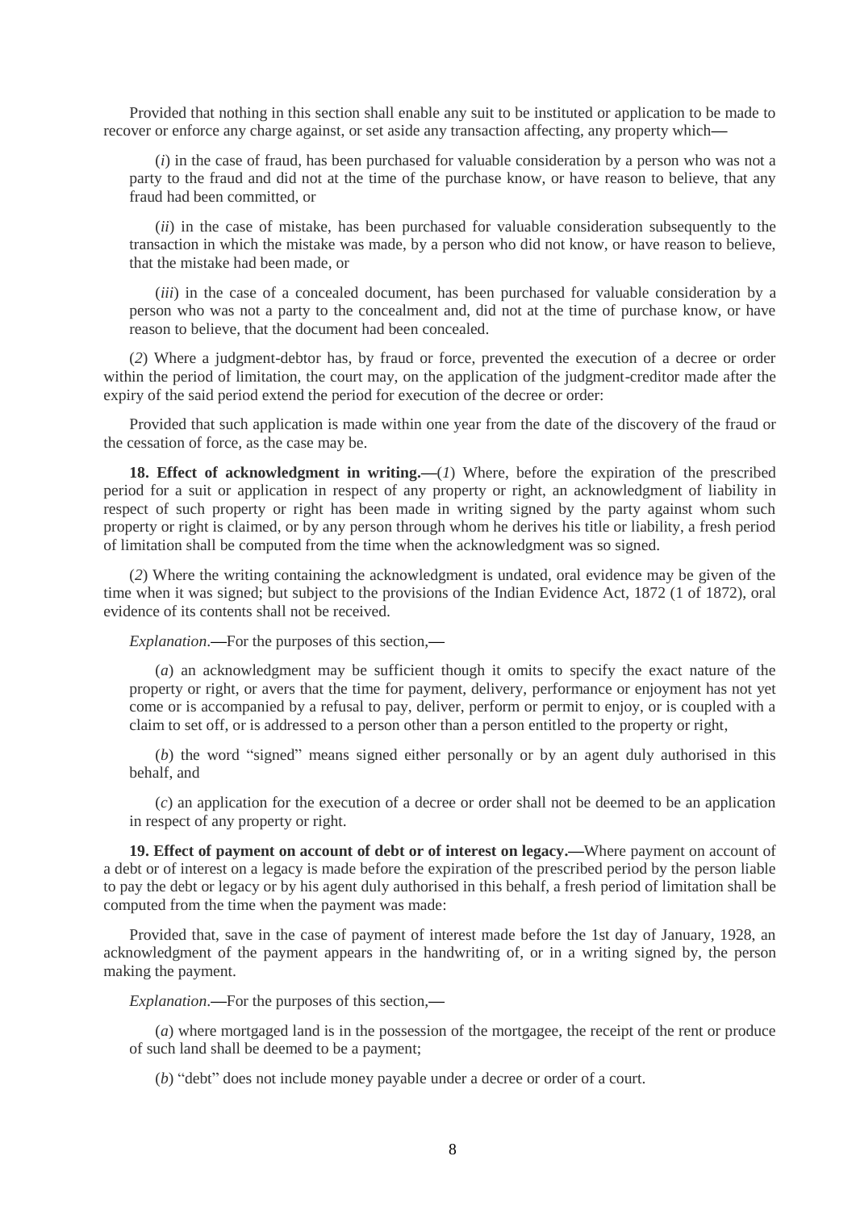Provided that nothing in this section shall enable any suit to be instituted or application to be made to recover or enforce any charge against, or set aside any transaction affecting, any property which—

(*i*) in the case of fraud, has been purchased for valuable consideration by a person who was not a party to the fraud and did not at the time of the purchase know, or have reason to believe, that any fraud had been committed, or

(*ii*) in the case of mistake, has been purchased for valuable consideration subsequently to the transaction in which the mistake was made, by a person who did not know, or have reason to believe, that the mistake had been made, or

(*iii*) in the case of a concealed document, has been purchased for valuable consideration by a person who was not a party to the concealment and, did not at the time of purchase know, or have reason to believe, that the document had been concealed.

(*2*) Where a judgment-debtor has, by fraud or force, prevented the execution of a decree or order within the period of limitation, the court may, on the application of the judgment-creditor made after the expiry of the said period extend the period for execution of the decree or order:

Provided that such application is made within one year from the date of the discovery of the fraud or the cessation of force, as the case may be.

**18. Effect of acknowledgment in writing.**—(*1*) Where, before the expiration of the prescribed period for a suit or application in respect of any property or right, an acknowledgment of liability in respect of such property or right has been made in writing signed by the party against whom such property or right is claimed, or by any person through whom he derives his title or liability, a fresh period of limitation shall be computed from the time when the acknowledgment was so signed.

(*2*) Where the writing containing the acknowledgment is undated, oral evidence may be given of the time when it was signed; but subject to the provisions of the Indian Evidence Act, 1872 (1 of 1872), oral evidence of its contents shall not be received.

*Explanation*.—For the purposes of this section,—

(*a*) an acknowledgment may be sufficient though it omits to specify the exact nature of the property or right, or avers that the time for payment, delivery, performance or enjoyment has not yet come or is accompanied by a refusal to pay, deliver, perform or permit to enjoy, or is coupled with a claim to set off, or is addressed to a person other than a person entitled to the property or right,

(*b*) the word "signed" means signed either personally or by an agent duly authorised in this behalf, and

(*c*) an application for the execution of a decree or order shall not be deemed to be an application in respect of any property or right.

**19. Effect of payment on account of debt or of interest on legacy.**—Where payment on account of a debt or of interest on a legacy is made before the expiration of the prescribed period by the person liable to pay the debt or legacy or by his agent duly authorised in this behalf, a fresh period of limitation shall be computed from the time when the payment was made:

Provided that, save in the case of payment of interest made before the 1st day of January, 1928, an acknowledgment of the payment appears in the handwriting of, or in a writing signed by, the person making the payment.

*Explanation*.—For the purposes of this section,—

(*a*) where mortgaged land is in the possession of the mortgagee, the receipt of the rent or produce of such land shall be deemed to be a payment;

(*b*) "debt" does not include money payable under a decree or order of a court.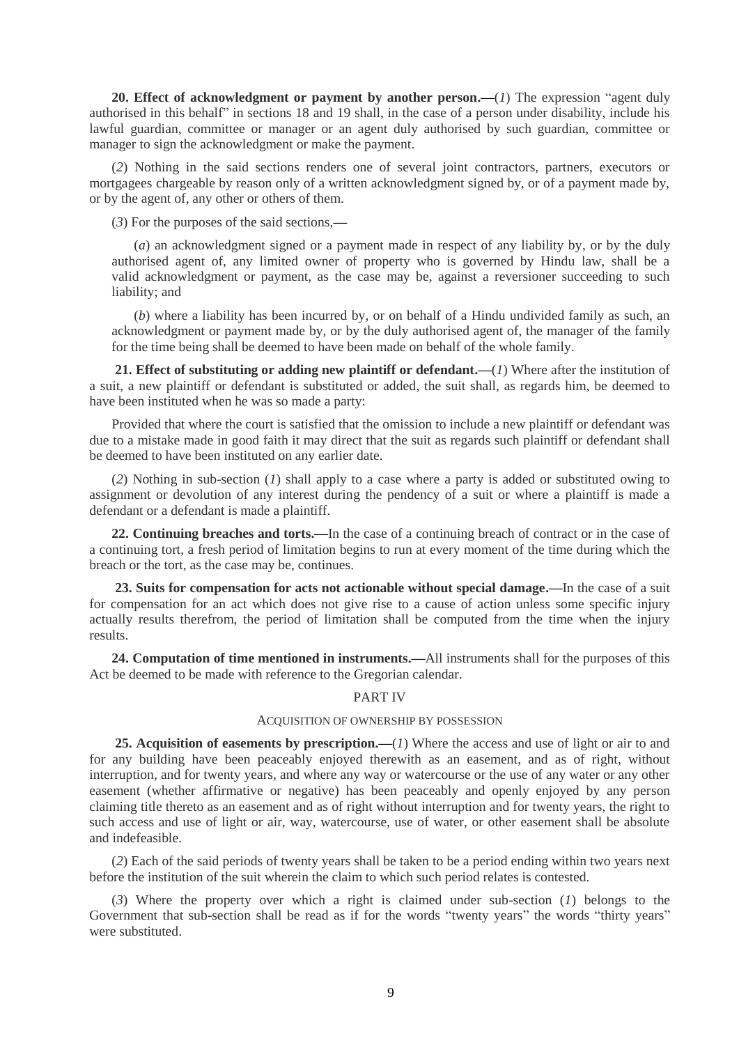**20. Effect of acknowledgment or payment by another person.—**(*1*) The expression "agent duly authorised in this behalf" in sections 18 and 19 shall, in the case of a person under disability, include his lawful guardian, committee or manager or an agent duly authorised by such guardian, committee or manager to sign the acknowledgment or make the payment.

(*2*) Nothing in the said sections renders one of several joint contractors, partners, executors or mortgagees chargeable by reason only of a written acknowledgment signed by, or of a payment made by, or by the agent of, any other or others of them.

(*3*) For the purposes of the said sections,—

(*a*) an acknowledgment signed or a payment made in respect of any liability by, or by the duly authorised agent of, any limited owner of property who is governed by Hindu law, shall be a valid acknowledgment or payment, as the case may be, against a reversioner succeeding to such liability; and

(*b*) where a liability has been incurred by, or on behalf of a Hindu undivided family as such, an acknowledgment or payment made by, or by the duly authorised agent of, the manager of the family for the time being shall be deemed to have been made on behalf of the whole family.

**21. Effect of substituting or adding new plaintiff or defendant.—**(*1*) Where after the institution of a suit, a new plaintiff or defendant is substituted or added, the suit shall, as regards him, be deemed to have been instituted when he was so made a party:

Provided that where the court is satisfied that the omission to include a new plaintiff or defendant was due to a mistake made in good faith it may direct that the suit as regards such plaintiff or defendant shall be deemed to have been instituted on any earlier date.

(*2*) Nothing in sub-section (*1*) shall apply to a case where a party is added or substituted owing to assignment or devolution of any interest during the pendency of a suit or where a plaintiff is made a defendant or a defendant is made a plaintiff.

**22. Continuing breaches and torts.—**In the case of a continuing breach of contract or in the case of a continuing tort, a fresh period of limitation begins to run at every moment of the time during which the breach or the tort, as the case may be, continues.

**23. Suits for compensation for acts not actionable without special damage.—**In the case of a suit for compensation for an act which does not give rise to a cause of action unless some specific injury actually results therefrom, the period of limitation shall be computed from the time when the injury results.

**24. Computation of time mentioned in instruments.—**All instruments shall for the purposes of this Act be deemed to be made with reference to the Gregorian calendar.

## PART IV

### ACQUISITION OF OWNERSHIP BY POSSESSION

**25. Acquisition of easements by prescription.—**(*1*) Where the access and use of light or air to and for any building have been peaceably enjoyed therewith as an easement, and as of right, without interruption, and for twenty years, and where any way or watercourse or the use of any water or any other easement (whether affirmative or negative) has been peaceably and openly enjoyed by any person claiming title thereto as an easement and as of right without interruption and for twenty years, the right to such access and use of light or air, way, watercourse, use of water, or other easement shall be absolute and indefeasible.

(*2*) Each of the said periods of twenty years shall be taken to be a period ending within two years next before the institution of the suit wherein the claim to which such period relates is contested.

(*3*) Where the property over which a right is claimed under sub-section (*1*) belongs to the Government that sub-section shall be read as if for the words "twenty years" the words "thirty years" were substituted.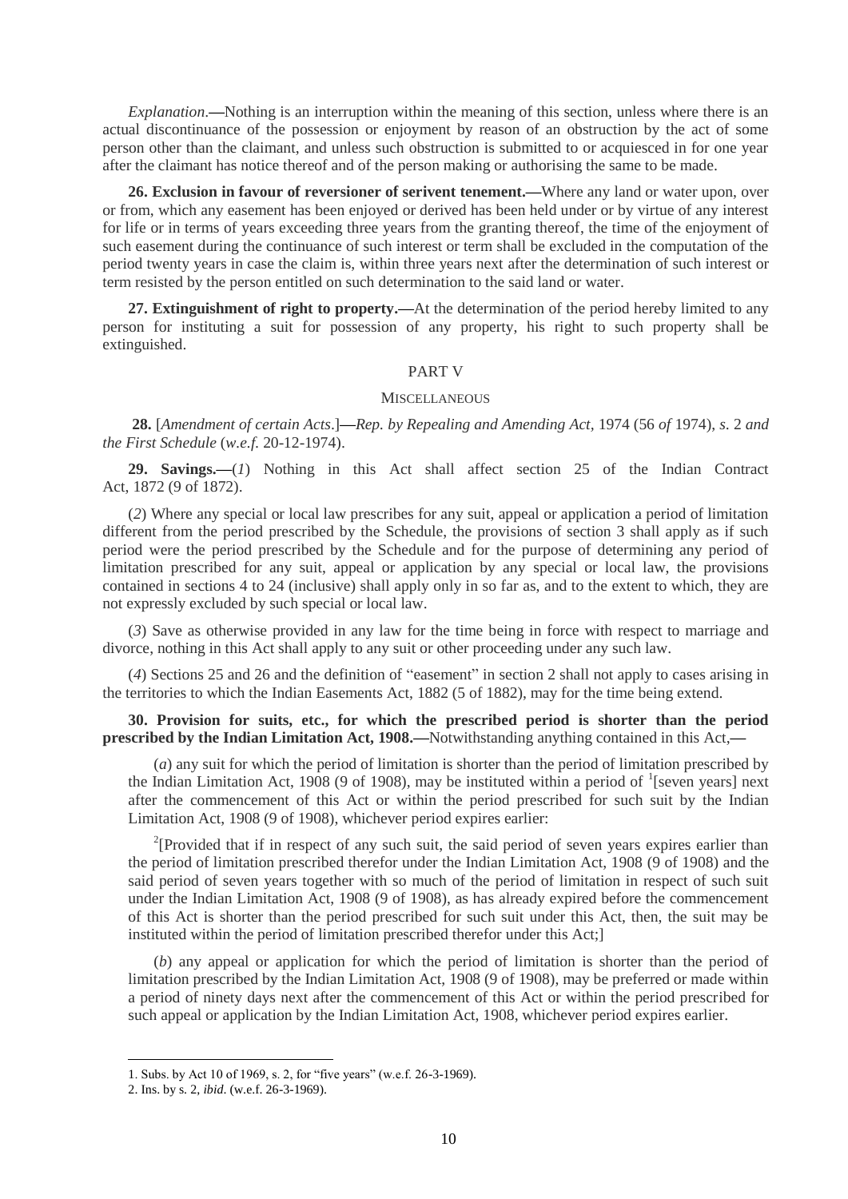*Explanation*.—Nothing is an interruption within the meaning of this section, unless where there is an actual discontinuance of the possession or enjoyment by reason of an obstruction by the act of some person other than the claimant, and unless such obstruction is submitted to or acquiesced in for one year after the claimant has notice thereof and of the person making or authorising the same to be made.

**26. Exclusion in favour of reversioner of serivent tenement.—**Where any land or water upon, over or from, which any easement has been enjoyed or derived has been held under or by virtue of any interest for life or in terms of years exceeding three years from the granting thereof, the time of the enjoyment of such easement during the continuance of such interest or term shall be excluded in the computation of the period twenty years in case the claim is, within three years next after the determination of such interest or term resisted by the person entitled on such determination to the said land or water.

**27. Extinguishment of right to property.—**At the determination of the period hereby limited to any person for instituting a suit for possession of any property, his right to such property shall be extinguished.

## PART V

### MISCELLANEOUS

**28.** [*Amendment of certain Acts*.]—*Rep. by Repealing and Amending Act,* 1974 (56 *of* 1974), *s*. 2 *and the First Schedule* (*w.e.f.* 20-12-1974).

**29. Savings.—**(*1*) Nothing in this Act shall affect section 25 of the Indian Contract Act, 1872 (9 of 1872).

(*2*) Where any special or local law prescribes for any suit, appeal or application a period of limitation different from the period prescribed by the Schedule, the provisions of section 3 shall apply as if such period were the period prescribed by the Schedule and for the purpose of determining any period of limitation prescribed for any suit, appeal or application by any special or local law, the provisions contained in sections 4 to 24 (inclusive) shall apply only in so far as, and to the extent to which, they are not expressly excluded by such special or local law.

(*3*) Save as otherwise provided in any law for the time being in force with respect to marriage and divorce, nothing in this Act shall apply to any suit or other proceeding under any such law.

(*4*) Sections 25 and 26 and the definition of "easement" in section 2 shall not apply to cases arising in the territories to which the Indian Easements Act, 1882 (5 of 1882), may for the time being extend.

**30. Provision for suits, etc., for which the prescribed period is shorter than the period prescribed by the Indian Limitation Act, 1908.—**Notwithstanding anything contained in this Act,—

(*a*) any suit for which the period of limitation is shorter than the period of limitation prescribed by the Indian Limitation Act, 1908 (9 of 1908), may be instituted within a period of [1][seven years] next after the commencement of this Act or within the period prescribed for such suit by the Indian Limitation Act, 1908 (9 of 1908), whichever period expires earlier:

[2][Provided that if in respect of any such suit, the said period of seven years expires earlier than the period of limitation prescribed therefor under the Indian Limitation Act, 1908 (9 of 1908) and the said period of seven years together with so much of the period of limitation in respect of such suit under the Indian Limitation Act, 1908 (9 of 1908), as has already expired before the commencement of this Act is shorter than the period prescribed for such suit under this Act, then, the suit may be instituted within the period of limitation prescribed therefor under this Act;]

(*b*) any appeal or application for which the period of limitation is shorter than the period of limitation prescribed by the Indian Limitation Act, 1908 (9 of 1908), may be preferred or made within a period of ninety days next after the commencement of this Act or within the period prescribed for such appeal or application by the Indian Limitation Act, 1908, whichever period expires earlier.

---

1. Subs. by Act 10 of 1969, s. 2, for "five years" (w.e.f. 26-3-1969).
2. Ins. by s. 2, *ibid*. (w.e.f. 26-3-1969).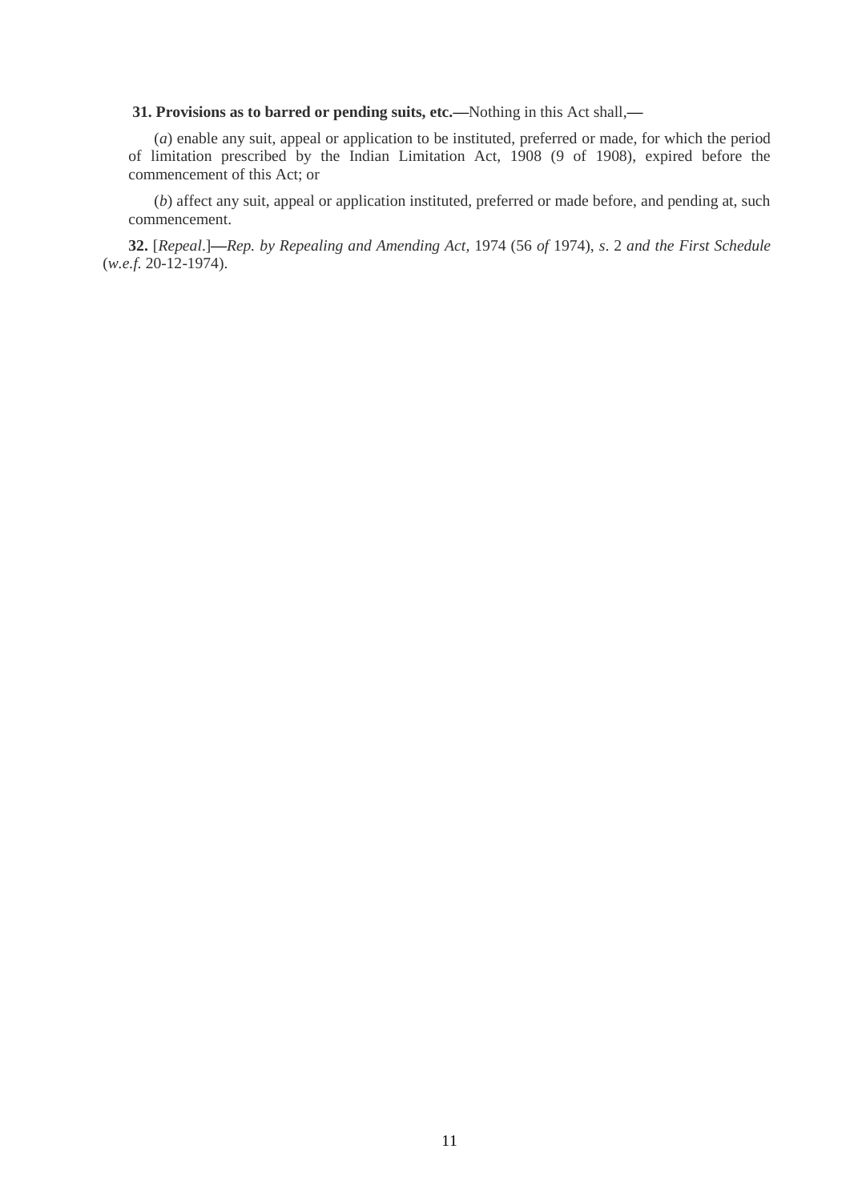**31. Provisions as to barred or pending suits, etc.—**Nothing in this Act shall,—

(*a*) enable any suit, appeal or application to be instituted, preferred or made, for which the period of limitation prescribed by the Indian Limitation Act, 1908 (9 of 1908), expired before the commencement of this Act; or

(*b*) affect any suit, appeal or application instituted, preferred or made before, and pending at, such commencement.

**32.** [*Repeal*.]—*Rep. by Repealing and Amending Act,* 1974 (56 *of* 1974), *s*. 2 *and the First Schedule* (*w.e.f.* 20-12-1974).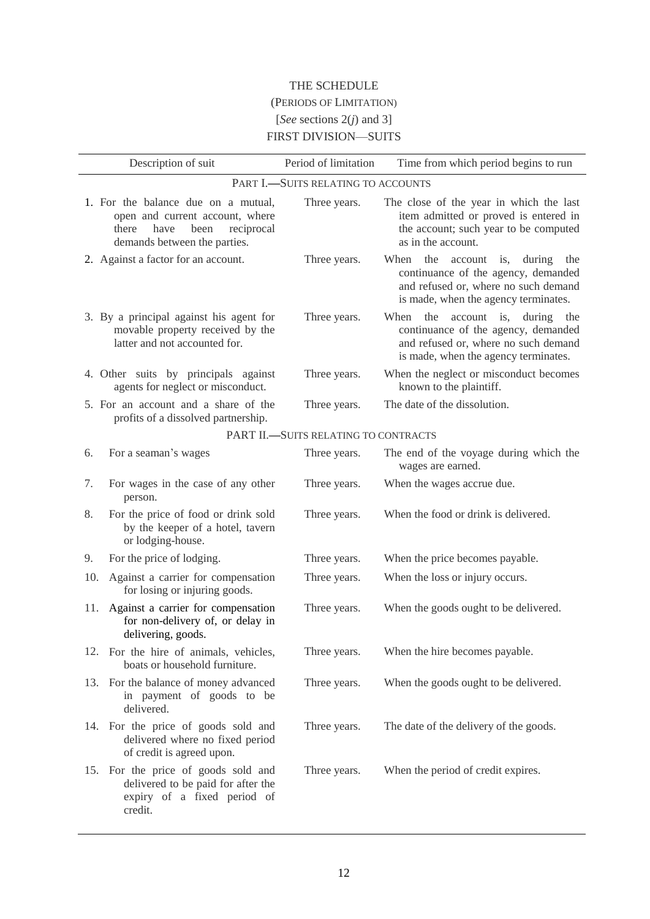# THE SCHEDULE

(PERIODS OF LIMITATION)

[*See* sections 2(*j*) and 3]

FIRST DIVISION—SUITS

| Description of suit | Period of limitation | Time from which period begins to run |
|---|---|---|
| PART I.—SUITS RELATING TO ACCOUNTS | | |
| 1. For the balance due on a mutual, open and current account, where there have been reciprocal demands between the parties. | Three years. | The close of the year in which the last item admitted or proved is entered in the account; such year to be computed as in the account. |
| 2. Against a factor for an account. | Three years. | When the account is, during the continuance of the agency, demanded and refused or, where no such demand is made, when the agency terminates. |
| 3. By a principal against his agent for movable property received by the latter and not accounted for. | Three years. | When the account is, during the continuance of the agency, demanded and refused or, where no such demand is made, when the agency terminates. |
| 4. Other suits by principals against agents for neglect or misconduct. | Three years. | When the neglect or misconduct becomes known to the plaintiff. |
| 5. For an account and a share of the profits of a dissolved partnership. | Three years. | The date of the dissolution. |
| PART II.—SUITS RELATING TO CONTRACTS | | |
| 6. For a seaman's wages | Three years. | The end of the voyage during which the wages are earned. |
| 7. For wages in the case of any other person. | Three years. | When the wages accrue due. |
| 8. For the price of food or drink sold by the keeper of a hotel, tavern or lodging-house. | Three years. | When the food or drink is delivered. |
| 9. For the price of lodging. | Three years. | When the price becomes payable. |
| 10. Against a carrier for compensation for losing or injuring goods. | Three years. | When the loss or injury occurs. |
| 11. Against a carrier for compensation for non-delivery of, or delay in delivering, goods. | Three years. | When the goods ought to be delivered. |
| 12. For the hire of animals, vehicles, boats or household furniture. | Three years. | When the hire becomes payable. |
| 13. For the balance of money advanced in payment of goods to be delivered. | Three years. | When the goods ought to be delivered. |
| 14. For the price of goods sold and delivered where no fixed period of credit is agreed upon. | Three years. | The date of the delivery of the goods. |
| 15. For the price of goods sold and delivered to be paid for after the expiry of a fixed period of credit. | Three years. | When the period of credit expires. |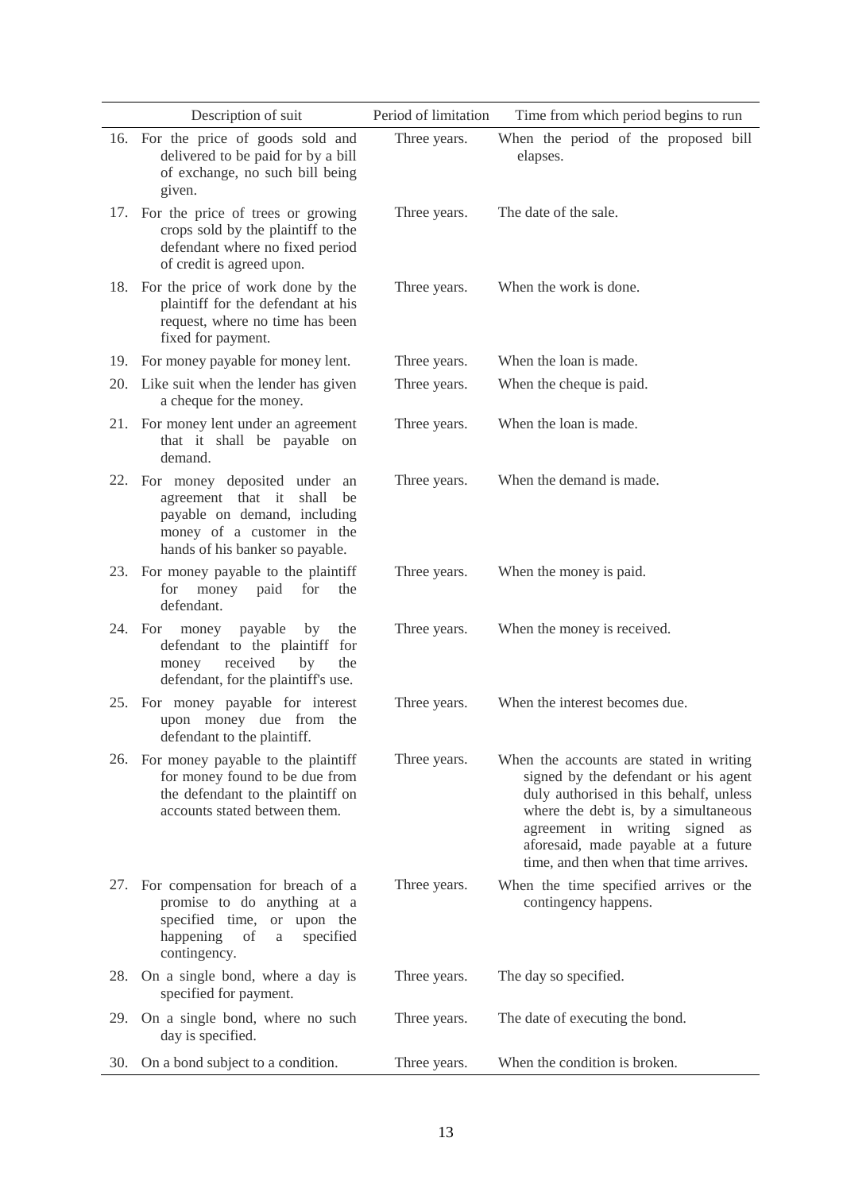| | Description of suit | Period of limitation | Time from which period begins to run |
|---|---|---|---|
| 16. | For the price of goods sold and delivered to be paid for by a bill of exchange, no such bill being given. | Three years. | When the period of the proposed bill elapses. |
| 17. | For the price of trees or growing crops sold by the plaintiff to the defendant where no fixed period of credit is agreed upon. | Three years. | The date of the sale. |
| 18. | For the price of work done by the plaintiff for the defendant at his request, where no time has been fixed for payment. | Three years. | When the work is done. |
| 19. | For money payable for money lent. | Three years. | When the loan is made. |
| 20. | Like suit when the lender has given a cheque for the money. | Three years. | When the cheque is paid. |
| 21. | For money lent under an agreement that it shall be payable on demand. | Three years. | When the loan is made. |
| 22. | For money deposited under an agreement that it shall be payable on demand, including money of a customer in the hands of his banker so payable. | Three years. | When the demand is made. |
| 23. | For money payable to the plaintiff for money paid for the defendant. | Three years. | When the money is paid. |
| 24. | For money payable by the defendant to the plaintiff for money received by the defendant, for the plaintiff's use. | Three years. | When the money is received. |
| 25. | For money payable for interest upon money due from the defendant to the plaintiff. | Three years. | When the interest becomes due. |
| 26. | For money payable to the plaintiff for money found to be due from the defendant to the plaintiff on accounts stated between them. | Three years. | When the accounts are stated in writing signed by the defendant or his agent duly authorised in this behalf, unless where the debt is, by a simultaneous agreement in writing signed as aforesaid, made payable at a future time, and then when that time arrives. |
| 27. | For compensation for breach of a promise to do anything at a specified time, or upon the happening of a specified contingency. | Three years. | When the time specified arrives or the contingency happens. |
| 28. | On a single bond, where a day is specified for payment. | Three years. | The day so specified. |
| 29. | On a single bond, where no such day is specified. | Three years. | The date of executing the bond. |
| 30. | On a bond subject to a condition. | Three years. | When the condition is broken. |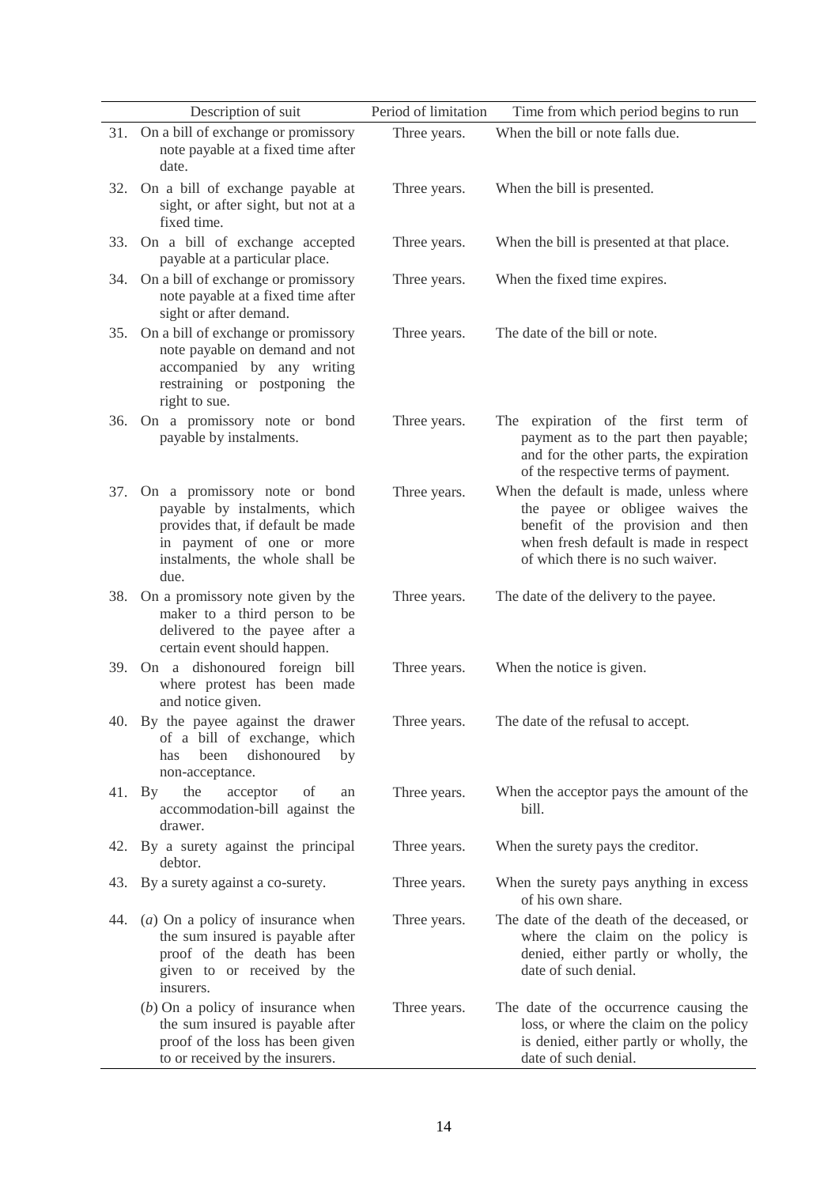| Description of suit | Period of limitation | Time from which period begins to run |
|---|---|---|
| 31. On a bill of exchange or promissory note payable at a fixed time after date. | Three years. | When the bill or note falls due. |
| 32. On a bill of exchange payable at sight, or after sight, but not at a fixed time. | Three years. | When the bill is presented. |
| 33. On a bill of exchange accepted payable at a particular place. | Three years. | When the bill is presented at that place. |
| 34. On a bill of exchange or promissory note payable at a fixed time after sight or after demand. | Three years. | When the fixed time expires. |
| 35. On a bill of exchange or promissory note payable on demand and not accompanied by any writing restraining or postponing the right to sue. | Three years. | The date of the bill or note. |
| 36. On a promissory note or bond payable by instalments. | Three years. | The expiration of the first term of payment as to the part then payable; and for the other parts, the expiration of the respective terms of payment. |
| 37. On a promissory note or bond payable by instalments, which provides that, if default be made in payment of one or more instalments, the whole shall be due. | Three years. | When the default is made, unless where the payee or obligee waives the benefit of the provision and then when fresh default is made in respect of which there is no such waiver. |
| 38. On a promissory note given by the maker to a third person to be delivered to the payee after a certain event should happen. | Three years. | The date of the delivery to the payee. |
| 39. On a dishonoured foreign bill where protest has been made and notice given. | Three years. | When the notice is given. |
| 40. By the payee against the drawer of a bill of exchange, which has been dishonoured by non-acceptance. | Three years. | The date of the refusal to accept. |
| 41. By the acceptor of an accommodation-bill against the drawer. | Three years. | When the acceptor pays the amount of the bill. |
| 42. By a surety against the principal debtor. | Three years. | When the surety pays the creditor. |
| 43. By a surety against a co-surety. | Three years. | When the surety pays anything in excess of his own share. |
| 44. (*a*) On a policy of insurance when the sum insured is payable after proof of the death has been given to or received by the insurers. | Three years. | The date of the death of the deceased, or where the claim on the policy is denied, either partly or wholly, the date of such denial. |
| (*b*) On a policy of insurance when the sum insured is payable after proof of the loss has been given to or received by the insurers. | Three years. | The date of the occurrence causing the loss, or where the claim on the policy is denied, either partly or wholly, the date of such denial. |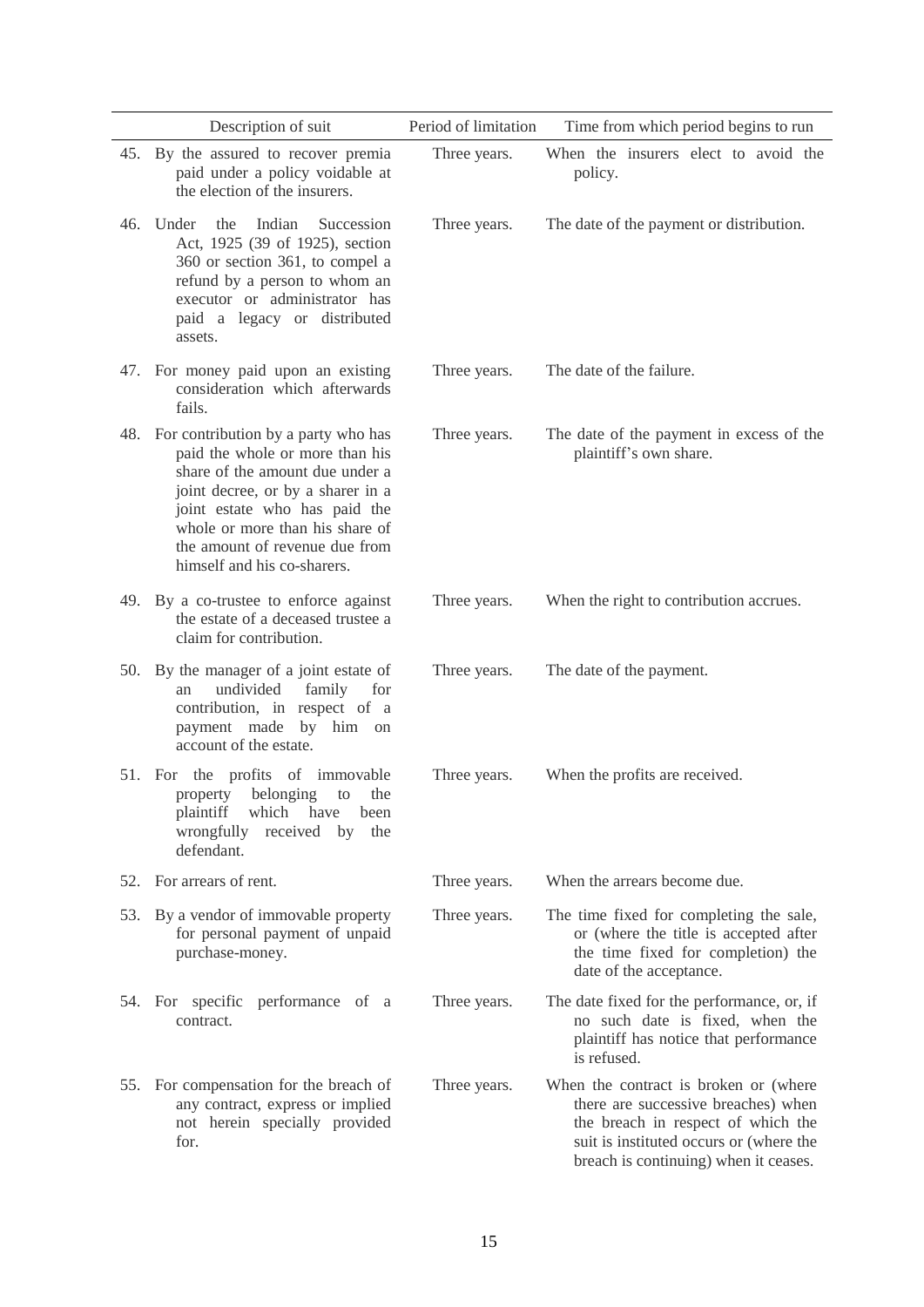| | Description of suit | Period of limitation | Time from which period begins to run |
|---|---|---|---|
| 45. | By the assured to recover premia paid under a policy voidable at the election of the insurers. | Three years. | When the insurers elect to avoid the policy. |
| 46. | Under the Indian Succession Act, 1925 (39 of 1925), section 360 or section 361, to compel a refund by a person to whom an executor or administrator has paid a legacy or distributed assets. | Three years. | The date of the payment or distribution. |
| 47. | For money paid upon an existing consideration which afterwards fails. | Three years. | The date of the failure. |
| 48. | For contribution by a party who has paid the whole or more than his share of the amount due under a joint decree, or by a sharer in a joint estate who has paid the whole or more than his share of the amount of revenue due from himself and his co-sharers. | Three years. | The date of the payment in excess of the plaintiff's own share. |
| 49. | By a co-trustee to enforce against the estate of a deceased trustee a claim for contribution. | Three years. | When the right to contribution accrues. |
| 50. | By the manager of a joint estate of an undivided family for contribution, in respect of a payment made by him on account of the estate. | Three years. | The date of the payment. |
| 51. | For the profits of immovable property belonging to the plaintiff which have been wrongfully received by the defendant. | Three years. | When the profits are received. |
| 52. | For arrears of rent. | Three years. | When the arrears become due. |
| 53. | By a vendor of immovable property for personal payment of unpaid purchase-money. | Three years. | The time fixed for completing the sale, or (where the title is accepted after the time fixed for completion) the date of the acceptance. |
| 54. | For specific performance of a contract. | Three years. | The date fixed for the performance, or, if no such date is fixed, when the plaintiff has notice that performance is refused. |
| 55. | For compensation for the breach of any contract, express or implied not herein specially provided for. | Three years. | When the contract is broken or (where there are successive breaches) when the breach in respect of which the suit is instituted occurs or (where the breach is continuing) when it ceases. |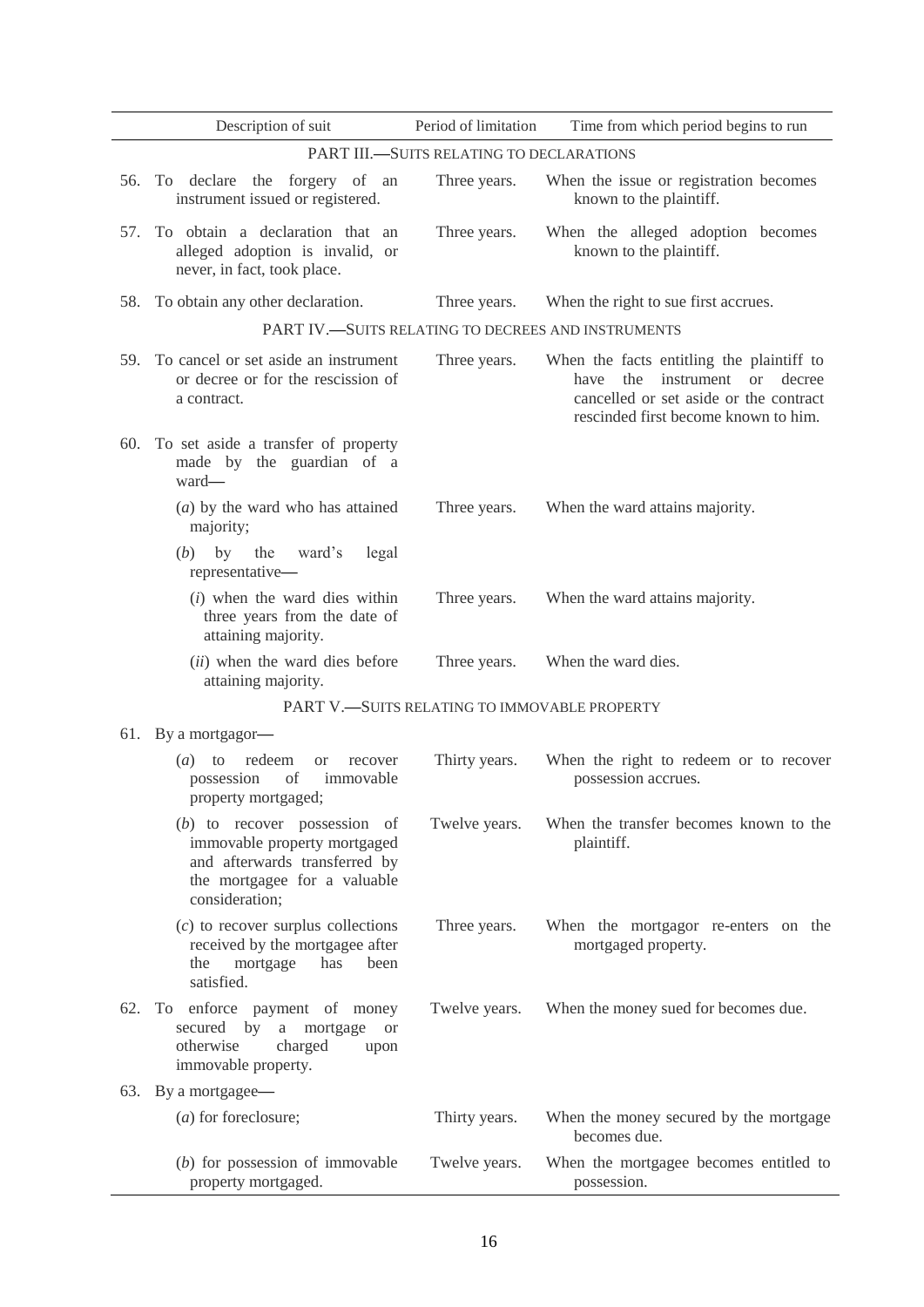| Description of suit | Period of limitation | Time from which period begins to run |
|---|---|---|
| PART III.—SUITS RELATING TO DECLARATIONS | | |
| 56. To declare the forgery of an instrument issued or registered. | Three years. | When the issue or registration becomes known to the plaintiff. |
| 57. To obtain a declaration that an alleged adoption is invalid, or never, in fact, took place. | Three years. | When the alleged adoption becomes known to the plaintiff. |
| 58. To obtain any other declaration. | Three years. | When the right to sue first accrues. |
| PART IV.—SUITS RELATING TO DECREES AND INSTRUMENTS | | |
| 59. To cancel or set aside an instrument or decree or for the rescission of a contract. | Three years. | When the facts entitling the plaintiff to have the instrument or decree cancelled or set aside or the contract rescinded first become known to him. |
| 60. To set aside a transfer of property made by the guardian of a ward— | | |
| (*a*) by the ward who has attained majority; | Three years. | When the ward attains majority. |
| (*b*) by the ward's legal representative— | | |
| (*i*) when the ward dies within three years from the date of attaining majority. | Three years. | When the ward attains majority. |
| (*ii*) when the ward dies before attaining majority. | Three years. | When the ward dies. |
| PART V.—SUITS RELATING TO IMMOVABLE PROPERTY | | |
| 61. By a mortgagor— | | |
| (*a*) to redeem or recover possession of immovable property mortgaged; | Thirty years. | When the right to redeem or to recover possession accrues. |
| (*b*) to recover possession of immovable property mortgaged and afterwards transferred by the mortgagee for a valuable consideration; | Twelve years. | When the transfer becomes known to the plaintiff. |
| (*c*) to recover surplus collections received by the mortgagee after the mortgage has been satisfied. | Three years. | When the mortgagor re-enters on the mortgaged property. |
| 62. To enforce payment of money secured by a mortgage or otherwise charged upon immovable property. | Twelve years. | When the money sued for becomes due. |
| 63. By a mortgagee— | | |
| (*a*) for foreclosure; | Thirty years. | When the money secured by the mortgage becomes due. |
| (*b*) for possession of immovable property mortgaged. | Twelve years. | When the mortgagee becomes entitled to possession. |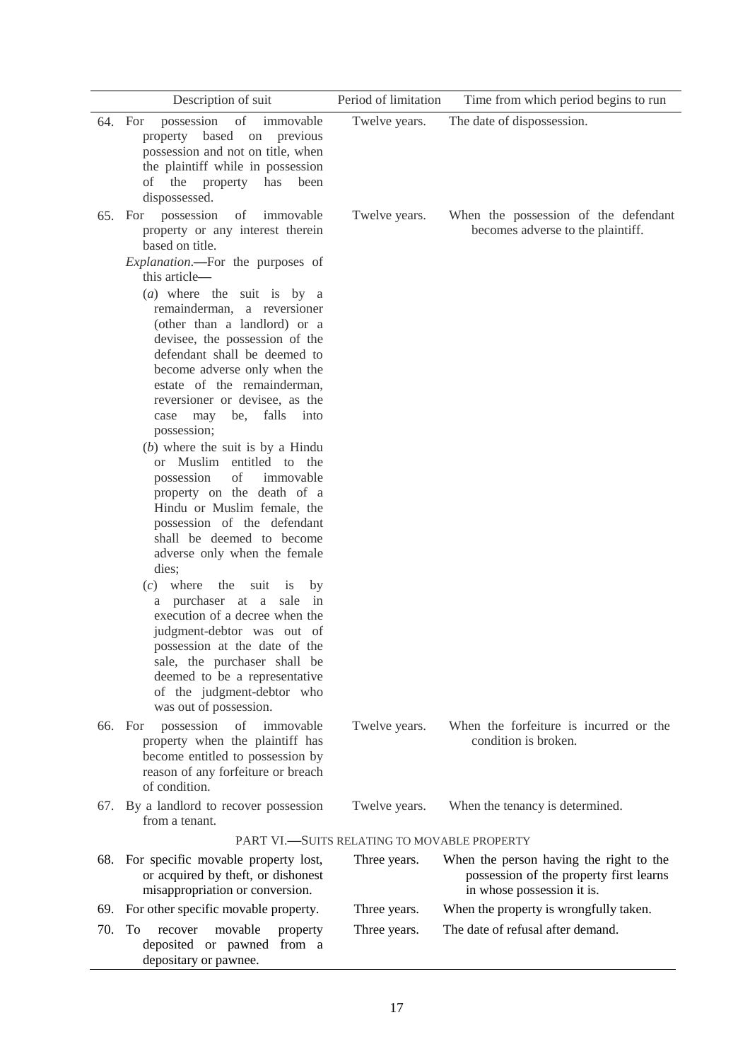| Description of suit | Period of limitation | Time from which period begins to run |
|---|---|---|
| 64. For possession of immovable property based on previous possession and not on title, when the plaintiff while in possession of the property has been dispossessed. | Twelve years. | The date of dispossession. |
| 65. For possession of immovable property or any interest therein based on title. *Explanation*.—For the purposes of this article— (*a*) where the suit is by a remainderman, a reversioner (other than a landlord) or a devisee, the possession of the defendant shall be deemed to become adverse only when the estate of the remainderman, reversioner or devisee, as the case may be, falls into possession; (*b*) where the suit is by a Hindu or Muslim entitled to the possession of immovable property on the death of a Hindu or Muslim female, the possession of the defendant shall be deemed to become adverse only when the female dies; (*c*) where the suit is by a purchaser at a sale in execution of a decree when the judgment-debtor was out of possession at the date of the sale, the purchaser shall be deemed to be a representative of the judgment-debtor who was out of possession. | Twelve years. | When the possession of the defendant becomes adverse to the plaintiff. |
| 66. For possession of immovable property when the plaintiff has become entitled to possession by reason of any forfeiture or breach of condition. | Twelve years. | When the forfeiture is incurred or the condition is broken. |
| 67. By a landlord to recover possession from a tenant. | Twelve years. | When the tenancy is determined. |
| PART VI.—SUITS RELATING TO MOVABLE PROPERTY | | |
| 68. For specific movable property lost, or acquired by theft, or dishonest misappropriation or conversion. | Three years. | When the person having the right to the possession of the property first learns in whose possession it is. |
| 69. For other specific movable property. | Three years. | When the property is wrongfully taken. |
| 70. To recover movable property deposited or pawned from a depositary or pawnee. | Three years. | The date of refusal after demand. |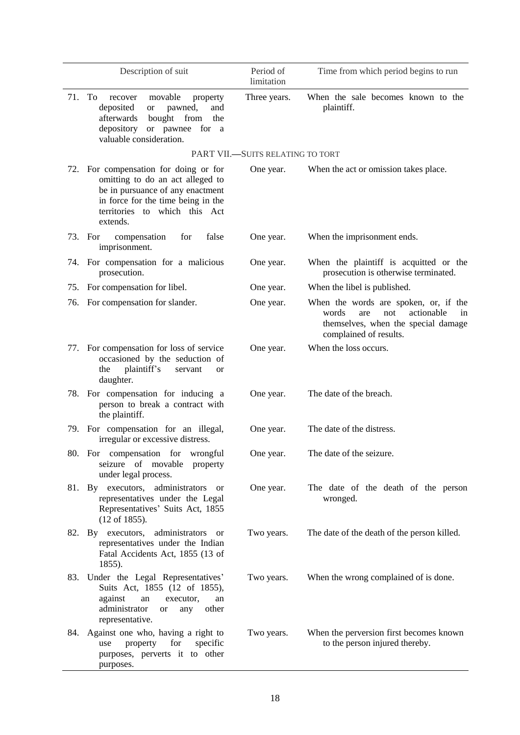| Description of suit | Period of limitation | Time from which period begins to run |
|---|---|---|
| 71. To recover movable property deposited or pawned, and afterwards bought from the depository or pawnee for a valuable consideration. | Three years. | When the sale becomes known to the plaintiff. |
| PART VII.—SUITS RELATING TO TORT | | |
| 72. For compensation for doing or for omitting to do an act alleged to be in pursuance of any enactment in force for the time being in the territories to which this Act extends. | One year. | When the act or omission takes place. |
| 73. For compensation for false imprisonment. | One year. | When the imprisonment ends. |
| 74. For compensation for a malicious prosecution. | One year. | When the plaintiff is acquitted or the prosecution is otherwise terminated. |
| 75. For compensation for libel. | One year. | When the libel is published. |
| 76. For compensation for slander. | One year. | When the words are spoken, or, if the words are not actionable in themselves, when the special damage complained of results. |
| 77. For compensation for loss of service occasioned by the seduction of the plaintiff's servant or daughter. | One year. | When the loss occurs. |
| 78. For compensation for inducing a person to break a contract with the plaintiff. | One year. | The date of the breach. |
| 79. For compensation for an illegal, irregular or excessive distress. | One year. | The date of the distress. |
| 80. For compensation for wrongful seizure of movable property under legal process. | One year. | The date of the seizure. |
| 81. By executors, administrators or representatives under the Legal Representatives' Suits Act, 1855 (12 of 1855). | One year. | The date of the death of the person wronged. |
| 82. By executors, administrators or representatives under the Indian Fatal Accidents Act, 1855 (13 of 1855). | Two years. | The date of the death of the person killed. |
| 83. Under the Legal Representatives' Suits Act, 1855 (12 of 1855), against an executor, an administrator or any other representative. | Two years. | When the wrong complained of is done. |
| 84. Against one who, having a right to use property for specific purposes, perverts it to other purposes. | Two years. | When the perversion first becomes known to the person injured thereby. |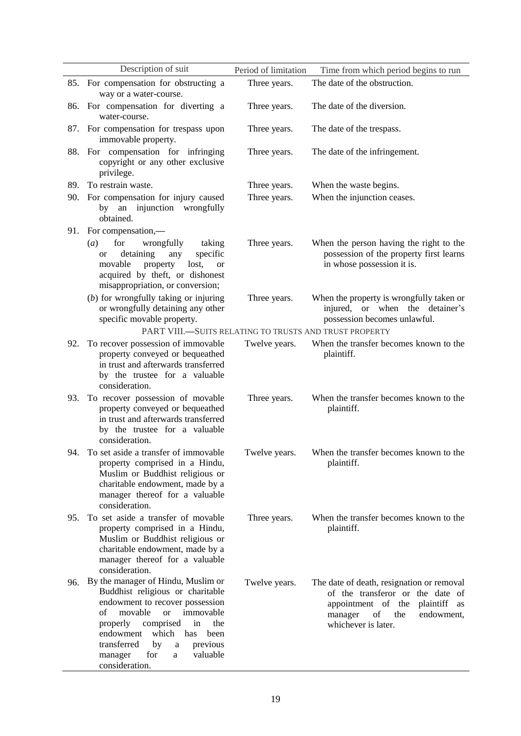| | Description of suit | Period of limitation | Time from which period begins to run |
|---|---|---|---|
| 85. | For compensation for obstructing a way or a water-course. | Three years. | The date of the obstruction. |
| 86. | For compensation for diverting a water-course. | Three years. | The date of the diversion. |
| 87. | For compensation for trespass upon immovable property. | Three years. | The date of the trespass. |
| 88. | For compensation for infringing copyright or any other exclusive privilege. | Three years. | The date of the infringement. |
| 89. | To restrain waste. | Three years. | When the waste begins. |
| 90. | For compensation for injury caused by an injunction wrongfully obtained. | Three years. | When the injunction ceases. |
| 91. | For compensation,— | | |
| | (*a*) for wrongfully taking or detaining any specific movable property lost, or acquired by theft, or dishonest misappropriation, or conversion; | Three years. | When the person having the right to the possession of the property first learns in whose possession it is. |
| | (*b*) for wrongfully taking or injuring or wrongfully detaining any other specific movable property. | Three years. | When the property is wrongfully taken or injured, or when the detainer's possession becomes unlawful. |
| | PART VIII.—SUITS RELATING TO TRUSTS AND TRUST PROPERTY | | |
| 92. | To recover possession of immovable property conveyed or bequeathed in trust and afterwards transferred by the trustee for a valuable consideration. | Twelve years. | When the transfer becomes known to the plaintiff. |
| 93. | To recover possession of movable property conveyed or bequeathed in trust and afterwards transferred by the trustee for a valuable consideration. | Three years. | When the transfer becomes known to the plaintiff. |
| 94. | To set aside a transfer of immovable property comprised in a Hindu, Muslim or Buddhist religious or charitable endowment, made by a manager thereof for a valuable consideration. | Twelve years. | When the transfer becomes known to the plaintiff. |
| 95. | To set aside a transfer of movable property comprised in a Hindu, Muslim or Buddhist religious or charitable endowment, made by a manager thereof for a valuable consideration. | Three years. | When the transfer becomes known to the plaintiff. |
| 96. | By the manager of Hindu, Muslim or Buddhist religious or charitable endowment to recover possession of movable or immovable properly comprised in the endowment which has been transferred by a previous manager for a valuable consideration. | Twelve years. | The date of death, resignation or removal of the transferor or the date of appointment of the plaintiff as manager of the endowment, whichever is later. |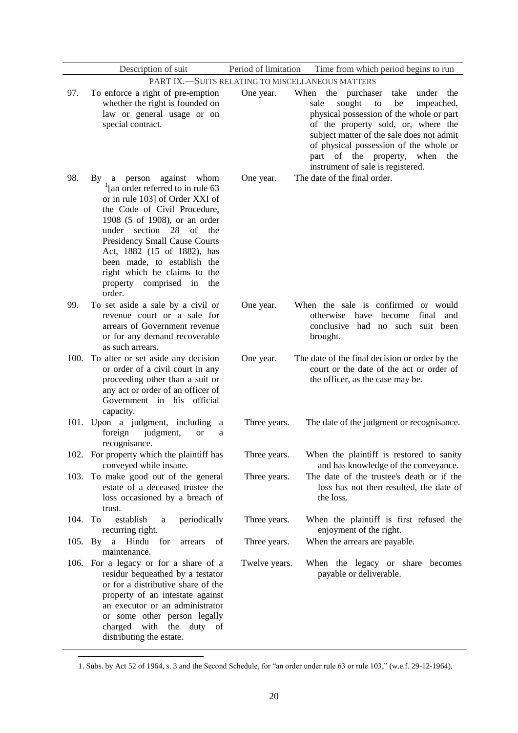| | Description of suit | Period of limitation | Time from which period begins to run |
|---|---|---|---|
| | PART IX.—SUITS RELATING TO MISCELLANEOUS MATTERS | | |
| 97. | To enforce a right of pre-emption whether the right is founded on law or general usage or on special contract. | One year. | When the purchaser take under the sale sought to be impeached, physical possession of the whole or part of the property sold, or, where the subject matter of the sale does not admit of physical possession of the whole or part of the property, when the instrument of sale is registered. |
| 98. | By a person against whom [1][an order referred to in rule 63 or in rule 103] of Order XXI of the Code of Civil Procedure, 1908 (5 of 1908), or an order under section 28 of the Presidency Small Cause Courts Act, 1882 (15 of 1882), has been made, to establish the right which he claims to the property comprised in the order. | One year. | The date of the final order. |
| 99. | To set aside a sale by a civil or revenue court or a sale for arrears of Government revenue or for any demand recoverable as such arrears. | One year. | When the sale is confirmed or would otherwise have become final and conclusive had no such suit been brought. |
| 100. | To alter or set aside any decision or order of a civil court in any proceeding other than a suit or any act or order of an officer of Government in his official capacity. | One year. | The date of the final decision or order by the court or the date of the act or order of the officer, as the case may be. |
| 101. | Upon a judgment, including a foreign judgment, or a recognisance. | Three years. | The date of the judgment or recognisance. |
| 102. | For property which the plaintiff has conveyed while insane. | Three years. | When the plaintiff is restored to sanity and has knowledge of the conveyance. |
| 103. | To make good out of the general estate of a deceased trustee the loss occasioned by a breach of trust. | Three years. | The date of the trustee's death or if the loss has not then resulted, the date of the loss. |
| 104. | To establish a periodically recurring right. | Three years. | When the plaintiff is first refused the enjoyment of the right. |
| 105. | By a Hindu for arrears of maintenance. | Three years. | When the arrears are payable. |
| 106. | For a legacy or for a share of a residur bequeathed by a testator or for a distributive share of the property of an intestate against an executor or an administrator or some other person legally charged with the duty of distributing the estate. | Twelve years. | When the legacy or share becomes payable or deliverable. |

1. Subs. by Act 52 of 1964, s. 3 and the Second Schedule, for "an order under rule 63 or rule 103," (w.e.f. 29-12-1964).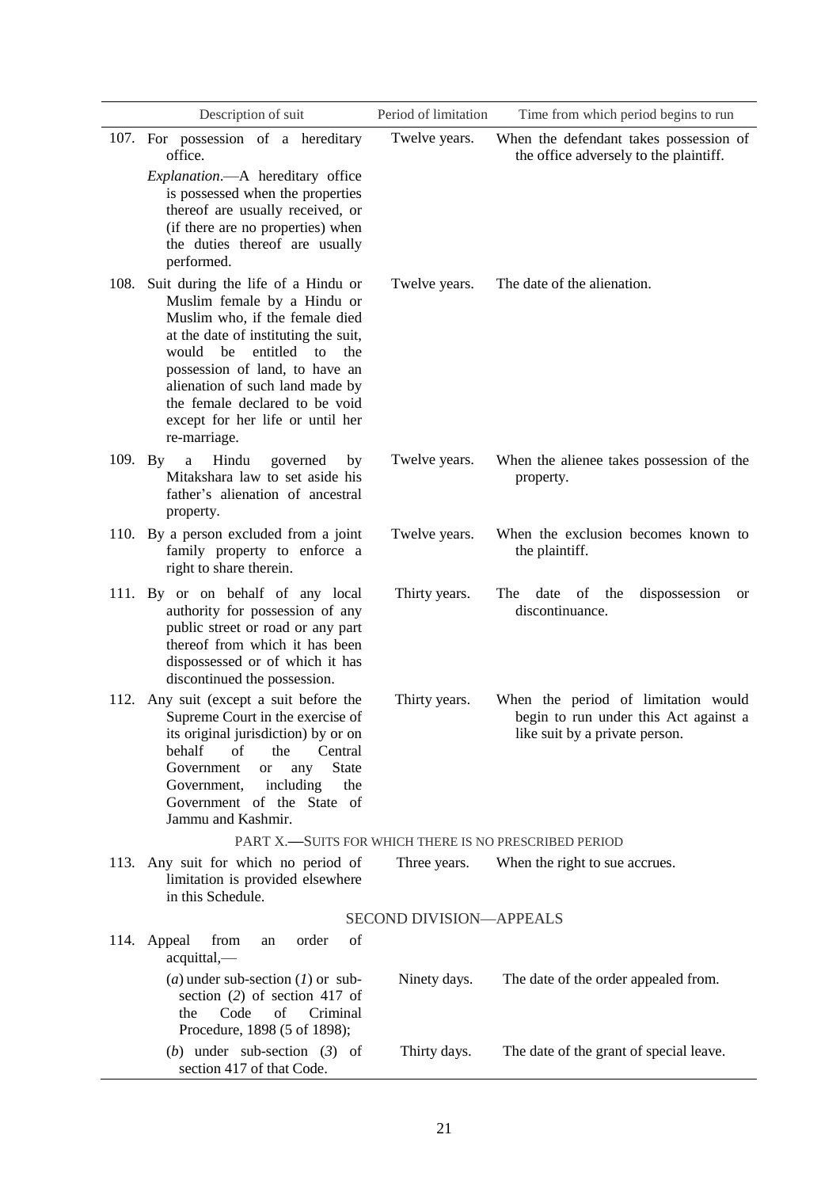| | Description of suit | Period of limitation | Time from which period begins to run |
|---|---|---|---|
| 107. | For possession of a hereditary office.<br>*Explanation*.—A hereditary office is possessed when the properties thereof are usually received, or (if there are no properties) when the duties thereof are usually performed. | Twelve years. | When the defendant takes possession of the office adversely to the plaintiff. |
| 108. | Suit during the life of a Hindu or Muslim female by a Hindu or Muslim who, if the female died at the date of instituting the suit, would be entitled to the possession of land, to have an alienation of such land made by the female declared to be void except for her life or until her re-marriage. | Twelve years. | The date of the alienation. |
| 109. | By a Hindu governed by Mitakshara law to set aside his father's alienation of ancestral property. | Twelve years. | When the alienee takes possession of the property. |
| 110. | By a person excluded from a joint family property to enforce a right to share therein. | Twelve years. | When the exclusion becomes known to the plaintiff. |
| 111. | By or on behalf of any local authority for possession of any public street or road or any part thereof from which it has been dispossessed or of which it has discontinued the possession. | Thirty years. | The date of the dispossession or discontinuance. |
| 112. | Any suit (except a suit before the Supreme Court in the exercise of its original jurisdiction) by or on behalf of the Central Government or any State Government, including the Government of the State of Jammu and Kashmir. | Thirty years. | When the period of limitation would begin to run under this Act against a like suit by a private person. |
| | PART X.—SUITS FOR WHICH THERE IS NO PRESCRIBED PERIOD | | |
| 113. | Any suit for which no period of limitation is provided elsewhere in this Schedule. | Three years. | When the right to sue accrues. |
| | SECOND DIVISION—APPEALS | | |
| 114. | Appeal from an order of acquittal,— | | |
| | (*a*) under sub-section (*1*) or sub-section (*2*) of section 417 of the Code of Criminal Procedure, 1898 (5 of 1898); | Ninety days. | The date of the order appealed from. |
| | (*b*) under sub-section (*3*) of section 417 of that Code. | Thirty days. | The date of the grant of special leave. |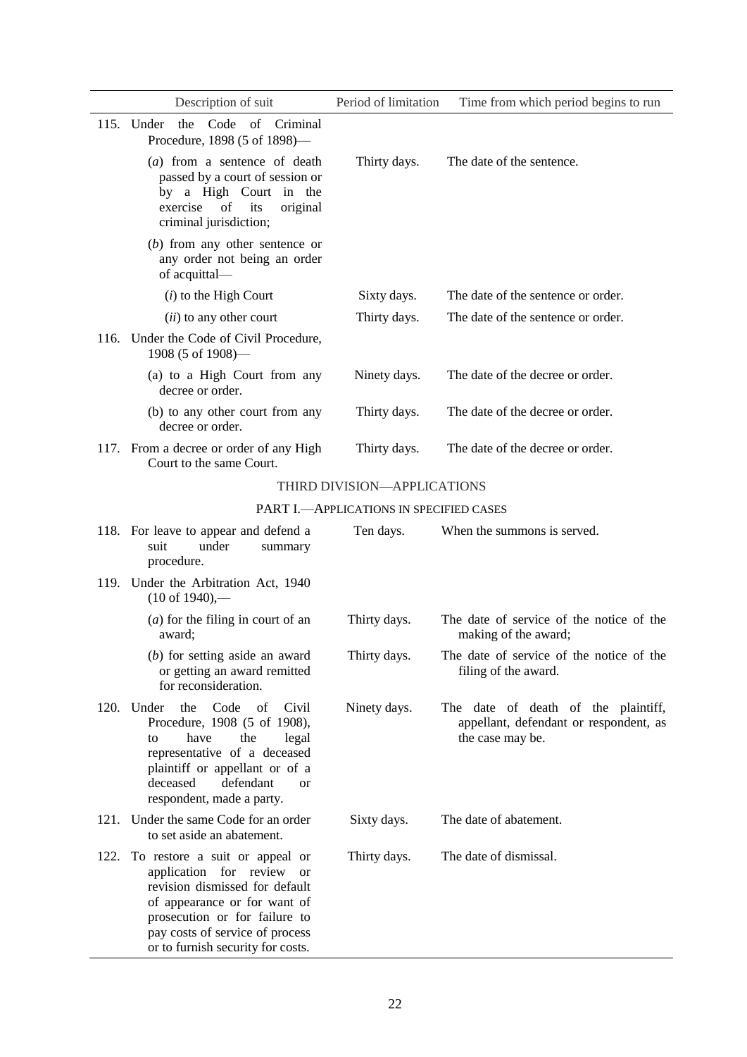| Description of suit | Period of limitation | Time from which period begins to run |
|---|---|---|
| 115. Under the Code of Criminal Procedure, 1898 (5 of 1898)— | | |
| (*a*) from a sentence of death passed by a court of session or by a High Court in the exercise of its original criminal jurisdiction; | Thirty days. | The date of the sentence. |
| (*b*) from any other sentence or any order not being an order of acquittal— | | |
| (*i*) to the High Court | Sixty days. | The date of the sentence or order. |
| (*ii*) to any other court | Thirty days. | The date of the sentence or order. |
| 116. Under the Code of Civil Procedure, 1908 (5 of 1908)— | | |
| (a) to a High Court from any decree or order. | Ninety days. | The date of the decree or order. |
| (b) to any other court from any decree or order. | Thirty days. | The date of the decree or order. |
| 117. From a decree or order of any High Court to the same Court. | Thirty days. | The date of the decree or order. |

## THIRD DIVISION—APPLICATIONS

### PART I.—APPLICATIONS IN SPECIFIED CASES

| Description of suit | Period of limitation | Time from which period begins to run |
|---|---|---|
| 118. For leave to appear and defend a suit under summary procedure. | Ten days. | When the summons is served. |
| 119. Under the Arbitration Act, 1940 (10 of 1940),— | | |
| (*a*) for the filing in court of an award; | Thirty days. | The date of service of the notice of the making of the award; |
| (*b*) for setting aside an award or getting an award remitted for reconsideration. | Thirty days. | The date of service of the notice of the filing of the award. |
| 120. Under the Code of Civil Procedure, 1908 (5 of 1908), to have the legal representative of a deceased plaintiff or appellant or of a deceased defendant or respondent, made a party. | Ninety days. | The date of death of the plaintiff, appellant, defendant or respondent, as the case may be. |
| 121. Under the same Code for an order to set aside an abatement. | Sixty days. | The date of abatement. |
| 122. To restore a suit or appeal or application for review or revision dismissed for default of appearance or for want of prosecution or for failure to pay costs of service of process or to furnish security for costs. | Thirty days. | The date of dismissal. |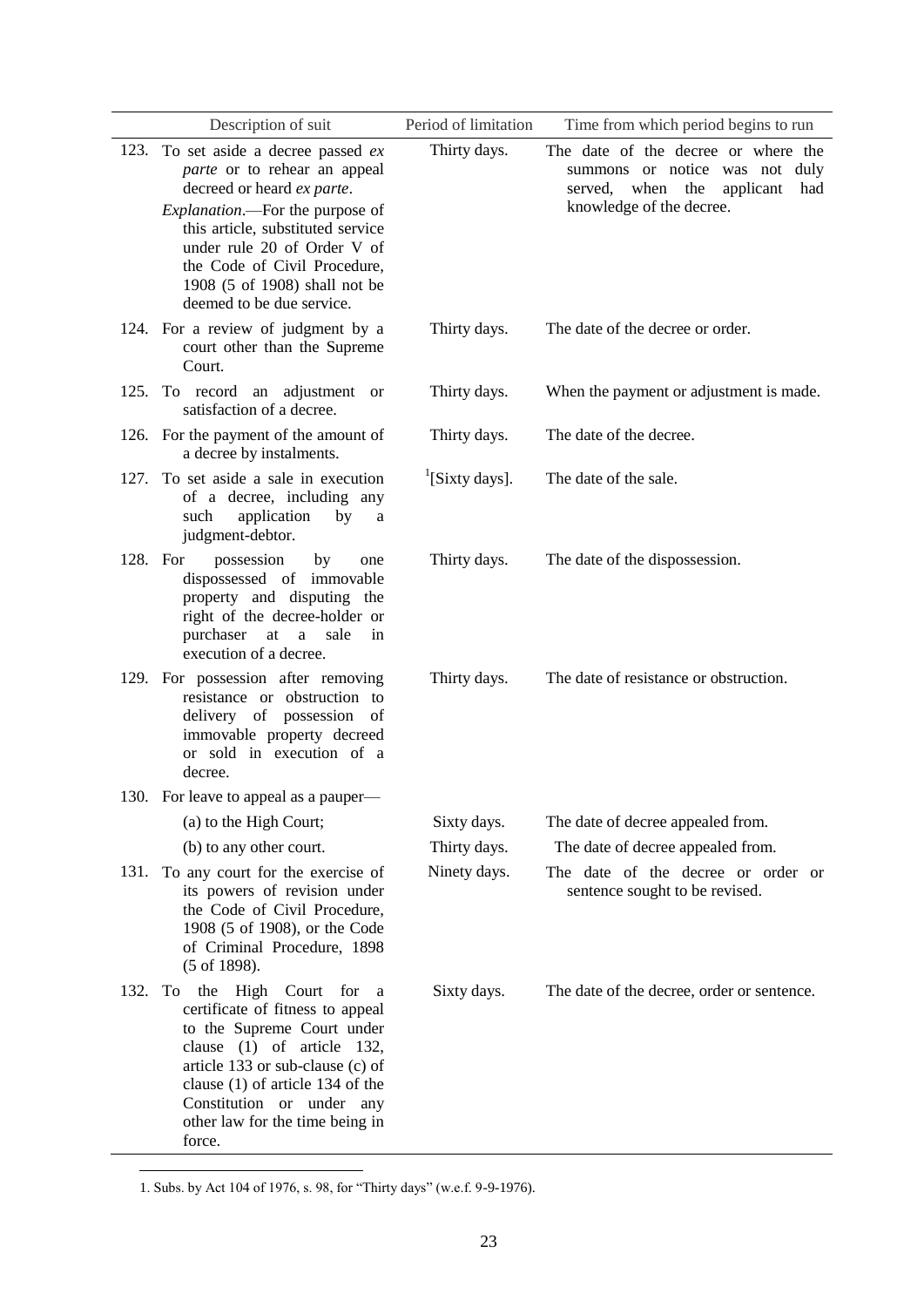| Description of suit | Period of limitation | Time from which period begins to run |
|---|---|---|
| 123. To set aside a decree passed *ex parte* or to rehear an appeal decreed or heard *ex parte*.<br>*Explanation*.—For the purpose of this article, substituted service under rule 20 of Order V of the Code of Civil Procedure, 1908 (5 of 1908) shall not be deemed to be due service. | Thirty days. | The date of the decree or where the summons or notice was not duly served, when the applicant had knowledge of the decree. |
| 124. For a review of judgment by a court other than the Supreme Court. | Thirty days. | The date of the decree or order. |
| 125. To record an adjustment or satisfaction of a decree. | Thirty days. | When the payment or adjustment is made. |
| 126. For the payment of the amount of a decree by instalments. | Thirty days. | The date of the decree. |
| 127. To set aside a sale in execution of a decree, including any such application by a judgment-debtor. | [1][Sixty days]. | The date of the sale. |
| 128. For possession by one dispossessed of immovable property and disputing the right of the decree-holder or purchaser at a sale in execution of a decree. | Thirty days. | The date of the dispossession. |
| 129. For possession after removing resistance or obstruction to delivery of possession of immovable property decreed or sold in execution of a decree. | Thirty days. | The date of resistance or obstruction. |
| 130. For leave to appeal as a pauper— | | |
| (a) to the High Court; | Sixty days. | The date of decree appealed from. |
| (b) to any other court. | Thirty days. | The date of decree appealed from. |
| 131. To any court for the exercise of its powers of revision under the Code of Civil Procedure, 1908 (5 of 1908), or the Code of Criminal Procedure, 1898 (5 of 1898). | Ninety days. | The date of the decree or order or sentence sought to be revised. |
| 132. To the High Court for a certificate of fitness to appeal to the Supreme Court under clause (1) of article 132, article 133 or sub-clause (c) of clause (1) of article 134 of the Constitution or under any other law for the time being in force. | Sixty days. | The date of the decree, order or sentence. |

1. Subs. by Act 104 of 1976, s. 98, for "Thirty days" (w.e.f. 9-9-1976).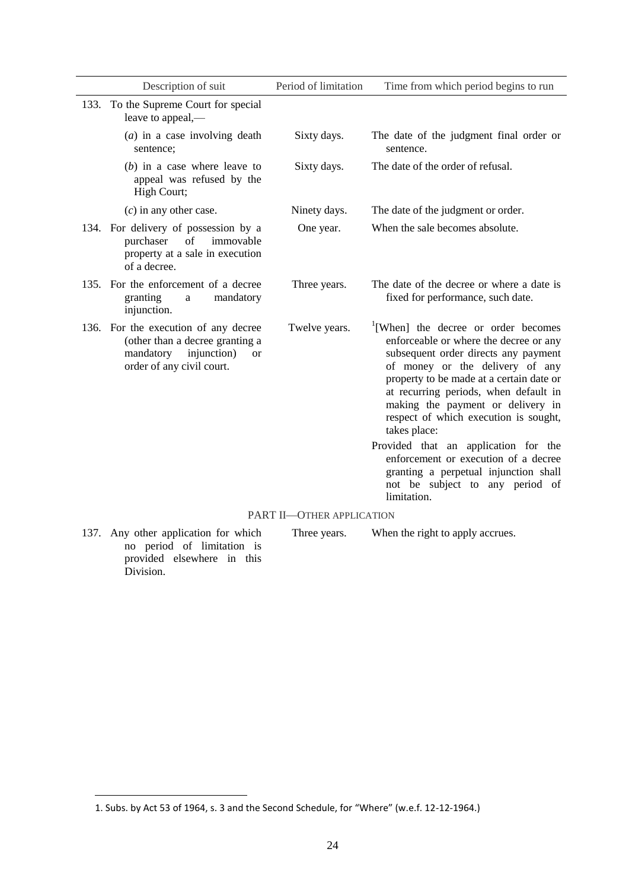| | Description of suit | Period of limitation | Time from which period begins to run |
|---|---|---|---|
| 133. | To the Supreme Court for special leave to appeal,— | | |
| | (*a*) in a case involving death sentence; | Sixty days. | The date of the judgment final order or sentence. |
| | (*b*) in a case where leave to appeal was refused by the High Court; | Sixty days. | The date of the order of refusal. |
| | (*c*) in any other case. | Ninety days. | The date of the judgment or order. |
| 134. | For delivery of possession by a purchaser of immovable property at a sale in execution of a decree. | One year. | When the sale becomes absolute. |
| 135. | For the enforcement of a decree granting a mandatory injunction. | Three years. | The date of the decree or where a date is fixed for performance, such date. |
| 136. | For the execution of any decree (other than a decree granting a mandatory injunction) or order of any civil court. | Twelve years. | [1][When] the decree or order becomes enforceable or where the decree or any subsequent order directs any payment of money or the delivery of any property to be made at a certain date or at recurring periods, when default in making the payment or delivery in respect of which execution is sought, takes place:<br>Provided that an application for the enforcement or execution of a decree granting a perpetual injunction shall not be subject to any period of limitation. |

PART II—OTHER APPLICATION

| | | | |
|---|---|---|---|
| 137. | Any other application for which no period of limitation is provided elsewhere in this Division. | Three years. | When the right to apply accrues. |

1. Subs. by Act 53 of 1964, s. 3 and the Second Schedule, for "Where" (w.e.f. 12-12-1964.)